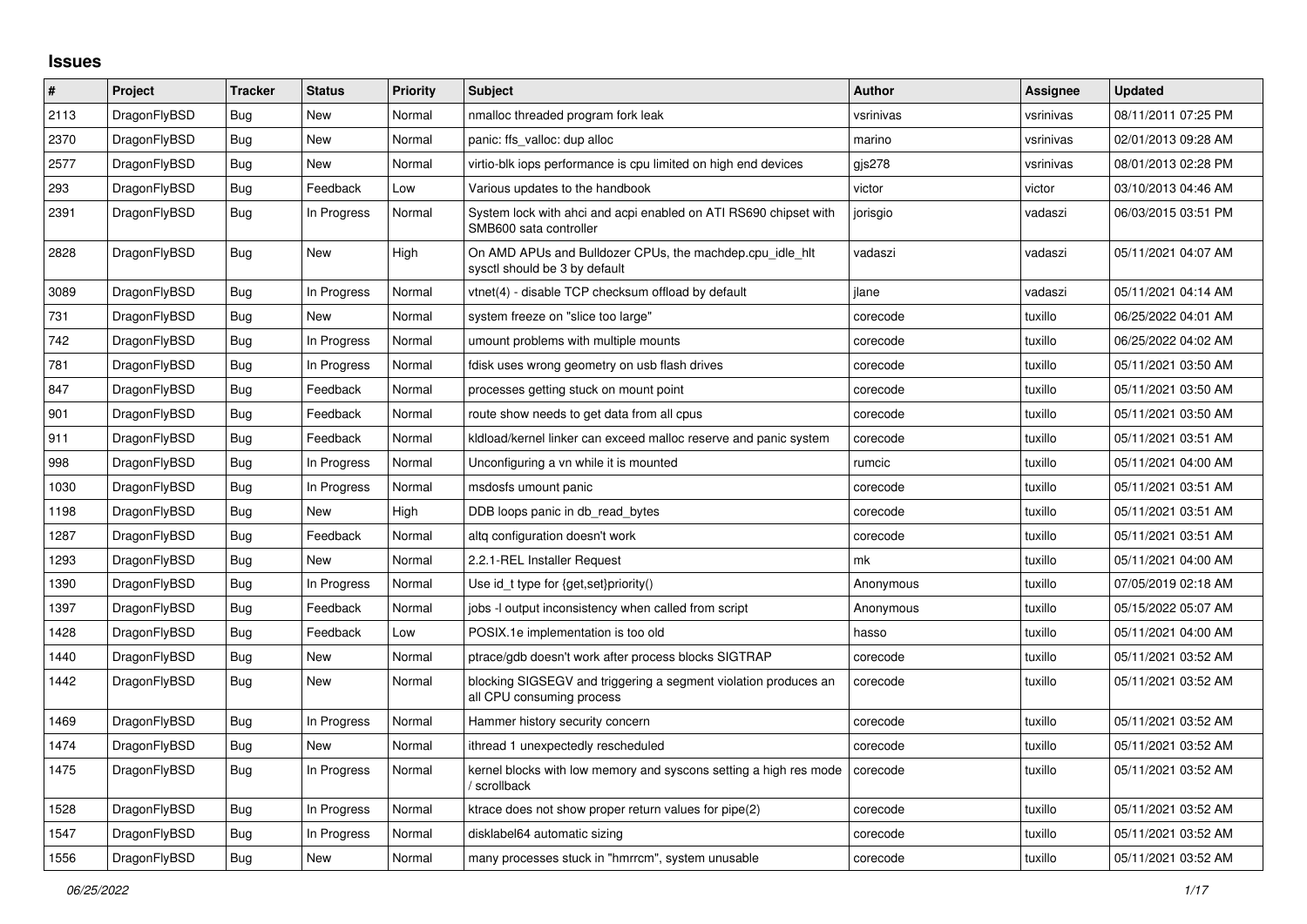## Issues

| # | Project | Tracker | Status | Priority | Subject | Author | Assignee | Updated |
|---|---|---|---|---|---|---|---|---|
| 2113 | DragonFlyBSD | Bug | New | Normal | nmalloc threaded program fork leak | vsrinivas | vsrinivas | 08/11/2011 07:25 PM |
| 2370 | DragonFlyBSD | Bug | New | Normal | panic: ffs_valloc: dup alloc | marino | vsrinivas | 02/01/2013 09:28 AM |
| 2577 | DragonFlyBSD | Bug | New | Normal | virtio-blk iops performance is cpu limited on high end devices | gjs278 | vsrinivas | 08/01/2013 02:28 PM |
| 293 | DragonFlyBSD | Bug | Feedback | Low | Various updates to the handbook | victor | victor | 03/10/2013 04:46 AM |
| 2391 | DragonFlyBSD | Bug | In Progress | Normal | System lock with ahci and acpi enabled on ATI RS690 chipset with SMB600 sata controller | jorisgio | vadaszi | 06/03/2015 03:51 PM |
| 2828 | DragonFlyBSD | Bug | New | High | On AMD APUs and Bulldozer CPUs, the machdep.cpu_idle_hlt sysctl should be 3 by default | vadaszi | vadaszi | 05/11/2021 04:07 AM |
| 3089 | DragonFlyBSD | Bug | In Progress | Normal | vtnet(4) - disable TCP checksum offload by default | jlane | vadaszi | 05/11/2021 04:14 AM |
| 731 | DragonFlyBSD | Bug | New | Normal | system freeze on "slice too large" | corecode | tuxillo | 06/25/2022 04:01 AM |
| 742 | DragonFlyBSD | Bug | In Progress | Normal | umount problems with multiple mounts | corecode | tuxillo | 06/25/2022 04:02 AM |
| 781 | DragonFlyBSD | Bug | In Progress | Normal | fdisk uses wrong geometry on usb flash drives | corecode | tuxillo | 05/11/2021 03:50 AM |
| 847 | DragonFlyBSD | Bug | Feedback | Normal | processes getting stuck on mount point | corecode | tuxillo | 05/11/2021 03:50 AM |
| 901 | DragonFlyBSD | Bug | Feedback | Normal | route show needs to get data from all cpus | corecode | tuxillo | 05/11/2021 03:50 AM |
| 911 | DragonFlyBSD | Bug | Feedback | Normal | kldload/kernel linker can exceed malloc reserve and panic system | corecode | tuxillo | 05/11/2021 03:51 AM |
| 998 | DragonFlyBSD | Bug | In Progress | Normal | Unconfiguring a vn while it is mounted | rumcic | tuxillo | 05/11/2021 04:00 AM |
| 1030 | DragonFlyBSD | Bug | In Progress | Normal | msdosfs umount panic | corecode | tuxillo | 05/11/2021 03:51 AM |
| 1198 | DragonFlyBSD | Bug | New | High | DDB loops panic in db_read_bytes | corecode | tuxillo | 05/11/2021 03:51 AM |
| 1287 | DragonFlyBSD | Bug | Feedback | Normal | altq configuration doesn't work | corecode | tuxillo | 05/11/2021 03:51 AM |
| 1293 | DragonFlyBSD | Bug | New | Normal | 2.2.1-REL Installer Request | mk | tuxillo | 05/11/2021 04:00 AM |
| 1390 | DragonFlyBSD | Bug | In Progress | Normal | Use id_t type for {get,set}priority() | Anonymous | tuxillo | 07/05/2019 02:18 AM |
| 1397 | DragonFlyBSD | Bug | Feedback | Normal | jobs -l output inconsistency when called from script | Anonymous | tuxillo | 05/15/2022 05:07 AM |
| 1428 | DragonFlyBSD | Bug | Feedback | Low | POSIX.1e implementation is too old | hasso | tuxillo | 05/11/2021 04:00 AM |
| 1440 | DragonFlyBSD | Bug | New | Normal | ptrace/gdb doesn't work after process blocks SIGTRAP | corecode | tuxillo | 05/11/2021 03:52 AM |
| 1442 | DragonFlyBSD | Bug | New | Normal | blocking SIGSEGV and triggering a segment violation produces an all CPU consuming process | corecode | tuxillo | 05/11/2021 03:52 AM |
| 1469 | DragonFlyBSD | Bug | In Progress | Normal | Hammer history security concern | corecode | tuxillo | 05/11/2021 03:52 AM |
| 1474 | DragonFlyBSD | Bug | New | Normal | ithread 1 unexpectedly rescheduled | corecode | tuxillo | 05/11/2021 03:52 AM |
| 1475 | DragonFlyBSD | Bug | In Progress | Normal | kernel blocks with low memory and syscons setting a high res mode / scrollback | corecode | tuxillo | 05/11/2021 03:52 AM |
| 1528 | DragonFlyBSD | Bug | In Progress | Normal | ktrace does not show proper return values for pipe(2) | corecode | tuxillo | 05/11/2021 03:52 AM |
| 1547 | DragonFlyBSD | Bug | In Progress | Normal | disklabel64 automatic sizing | corecode | tuxillo | 05/11/2021 03:52 AM |
| 1556 | DragonFlyBSD | Bug | New | Normal | many processes stuck in "hmrrcm", system unusable | corecode | tuxillo | 05/11/2021 03:52 AM |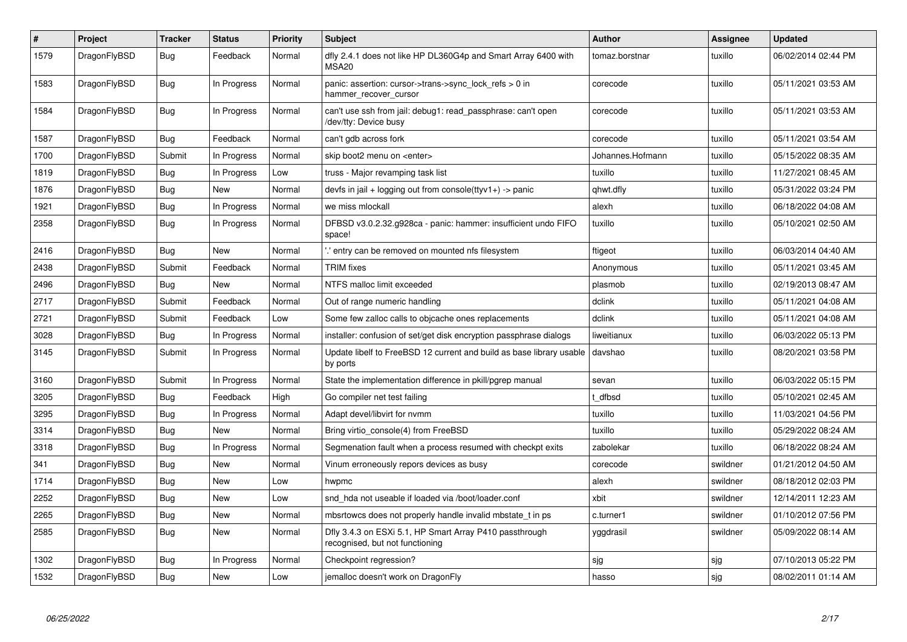| # | Project | Tracker | Status | Priority | Subject | Author | Assignee | Updated |
|---|---|---|---|---|---|---|---|---|
| 1579 | DragonFlyBSD | Bug | Feedback | Normal | dfly 2.4.1 does not like HP DL360G4p and Smart Array 6400 with MSA20 | tomaz.borstnar | tuxillo | 06/02/2014 02:44 PM |
| 1583 | DragonFlyBSD | Bug | In Progress | Normal | panic: assertion: cursor->trans->sync_lock_refs > 0 in hammer_recover_cursor | corecode | tuxillo | 05/11/2021 03:53 AM |
| 1584 | DragonFlyBSD | Bug | In Progress | Normal | can't use ssh from jail: debug1: read_passphrase: can't open /dev/tty: Device busy | corecode | tuxillo | 05/11/2021 03:53 AM |
| 1587 | DragonFlyBSD | Bug | Feedback | Normal | can't gdb across fork | corecode | tuxillo | 05/11/2021 03:54 AM |
| 1700 | DragonFlyBSD | Submit | In Progress | Normal | skip boot2 menu on <enter> | Johannes.Hofmann | tuxillo | 05/15/2022 08:35 AM |
| 1819 | DragonFlyBSD | Bug | In Progress | Low | truss - Major revamping task list | tuxillo | tuxillo | 11/27/2021 08:45 AM |
| 1876 | DragonFlyBSD | Bug | New | Normal | devfs in jail + logging out from console(ttyv1+) -> panic | qhwt.dfly | tuxillo | 05/31/2022 03:24 PM |
| 1921 | DragonFlyBSD | Bug | In Progress | Normal | we miss mlockall | alexh | tuxillo | 06/18/2022 04:08 AM |
| 2358 | DragonFlyBSD | Bug | In Progress | Normal | DFBSD v3.0.2.32.g928ca - panic: hammer: insufficient undo FIFO space! | tuxillo | tuxillo | 05/10/2021 02:50 AM |
| 2416 | DragonFlyBSD | Bug | New | Normal | '.' entry can be removed on mounted nfs filesystem | ftigeot | tuxillo | 06/03/2014 04:40 AM |
| 2438 | DragonFlyBSD | Submit | Feedback | Normal | TRIM fixes | Anonymous | tuxillo | 05/11/2021 03:45 AM |
| 2496 | DragonFlyBSD | Bug | New | Normal | NTFS malloc limit exceeded | plasmob | tuxillo | 02/19/2013 08:47 AM |
| 2717 | DragonFlyBSD | Submit | Feedback | Normal | Out of range numeric handling | dclink | tuxillo | 05/11/2021 04:08 AM |
| 2721 | DragonFlyBSD | Submit | Feedback | Low | Some few zalloc calls to objcache ones replacements | dclink | tuxillo | 05/11/2021 04:08 AM |
| 3028 | DragonFlyBSD | Bug | In Progress | Normal | installer: confusion of set/get disk encryption passphrase dialogs | liweitianux | tuxillo | 06/03/2022 05:13 PM |
| 3145 | DragonFlyBSD | Submit | In Progress | Normal | Update libelf to FreeBSD 12 current and build as base library usable by ports | davshao | tuxillo | 08/20/2021 03:58 PM |
| 3160 | DragonFlyBSD | Submit | In Progress | Normal | State the implementation difference in pkill/pgrep manual | sevan | tuxillo | 06/03/2022 05:15 PM |
| 3205 | DragonFlyBSD | Bug | Feedback | High | Go compiler net test failing | t_dfbsd | tuxillo | 05/10/2021 02:45 AM |
| 3295 | DragonFlyBSD | Bug | In Progress | Normal | Adapt devel/libvirt for nvmm | tuxillo | tuxillo | 11/03/2021 04:56 PM |
| 3314 | DragonFlyBSD | Bug | New | Normal | Bring virtio_console(4) from FreeBSD | tuxillo | tuxillo | 05/29/2022 08:24 AM |
| 3318 | DragonFlyBSD | Bug | In Progress | Normal | Segmenation fault when a process resumed with checkpt exits | zabolekar | tuxillo | 06/18/2022 08:24 AM |
| 341 | DragonFlyBSD | Bug | New | Normal | Vinum erroneously repors devices as busy | corecode | swildner | 01/21/2012 04:50 AM |
| 1714 | DragonFlyBSD | Bug | New | Low | hwpmc | alexh | swildner | 08/18/2012 02:03 PM |
| 2252 | DragonFlyBSD | Bug | New | Low | snd_hda not useable if loaded via /boot/loader.conf | xbit | swildner | 12/14/2011 12:23 AM |
| 2265 | DragonFlyBSD | Bug | New | Normal | mbsrtowcs does not properly handle invalid mbstate_t in ps | c.turner1 | swildner | 01/10/2012 07:56 PM |
| 2585 | DragonFlyBSD | Bug | New | Normal | Dfly 3.4.3 on ESXi 5.1, HP Smart Array P410 passthrough recognised, but not functioning | yggdrasil | swildner | 05/09/2022 08:14 AM |
| 1302 | DragonFlyBSD | Bug | In Progress | Normal | Checkpoint regression? | sjg | sjg | 07/10/2013 05:22 PM |
| 1532 | DragonFlyBSD | Bug | New | Low | jemalloc doesn't work on DragonFly | hasso | sjg | 08/02/2011 01:14 AM |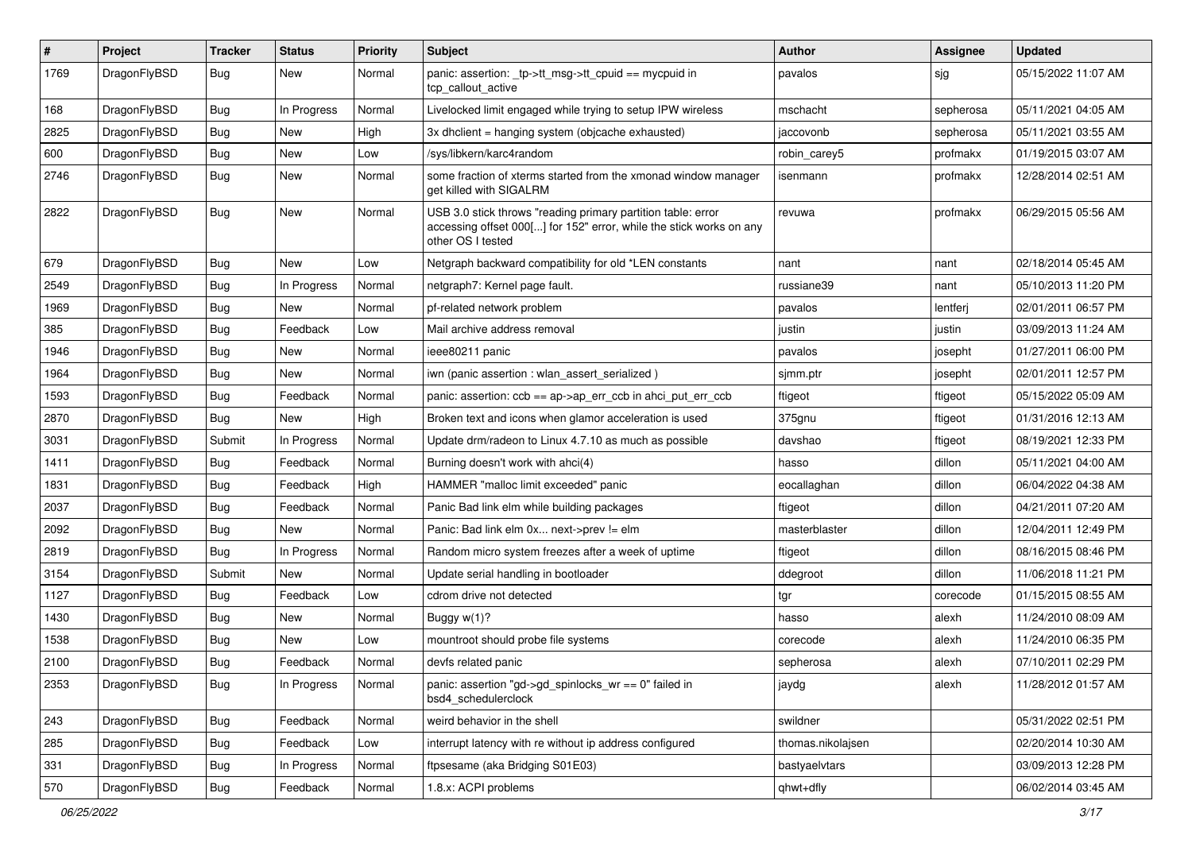| # | Project | Tracker | Status | Priority | Subject | Author | Assignee | Updated |
|---|---|---|---|---|---|---|---|---|
| 1769 | DragonFlyBSD | Bug | New | Normal | panic: assertion: _tp->tt_msg->tt_cpuid == mycpuid in tcp_callout_active | pavalos | sjg | 05/15/2022 11:07 AM |
| 168 | DragonFlyBSD | Bug | In Progress | Normal | Livelocked limit engaged while trying to setup IPW wireless | mschacht | sepherosa | 05/11/2021 04:05 AM |
| 2825 | DragonFlyBSD | Bug | New | High | 3x dhclient = hanging system (objcache exhausted) | jaccovonb | sepherosa | 05/11/2021 03:55 AM |
| 600 | DragonFlyBSD | Bug | New | Low | /sys/libkern/karc4random | robin_carey5 | profmakx | 01/19/2015 03:07 AM |
| 2746 | DragonFlyBSD | Bug | New | Normal | some fraction of xterms started from the xmonad window manager get killed with SIGALRM | isenmann | profmakx | 12/28/2014 02:51 AM |
| 2822 | DragonFlyBSD | Bug | New | Normal | USB 3.0 stick throws "reading primary partition table: error accessing offset 000[...] for 152" error, while the stick works on any other OS I tested | revuwa | profmakx | 06/29/2015 05:56 AM |
| 679 | DragonFlyBSD | Bug | New | Low | Netgraph backward compatibility for old *LEN constants | nant | nant | 02/18/2014 05:45 AM |
| 2549 | DragonFlyBSD | Bug | In Progress | Normal | netgraph7: Kernel page fault. | russiane39 | nant | 05/10/2013 11:20 PM |
| 1969 | DragonFlyBSD | Bug | New | Normal | pf-related network problem | pavalos | lentferj | 02/01/2011 06:57 PM |
| 385 | DragonFlyBSD | Bug | Feedback | Low | Mail archive address removal | justin | justin | 03/09/2013 11:24 AM |
| 1946 | DragonFlyBSD | Bug | New | Normal | ieee80211 panic | pavalos | josepht | 01/27/2011 06:00 PM |
| 1964 | DragonFlyBSD | Bug | New | Normal | iwn (panic assertion : wlan_assert_serialized ) | sjmm.ptr | josepht | 02/01/2011 12:57 PM |
| 1593 | DragonFlyBSD | Bug | Feedback | Normal | panic: assertion: ccb == ap->ap_err_ccb in ahci_put_err_ccb | ftigeot | ftigeot | 05/15/2022 05:09 AM |
| 2870 | DragonFlyBSD | Bug | New | High | Broken text and icons when glamor acceleration is used | 375gnu | ftigeot | 01/31/2016 12:13 AM |
| 3031 | DragonFlyBSD | Submit | In Progress | Normal | Update drm/radeon to Linux 4.7.10 as much as possible | davshao | ftigeot | 08/19/2021 12:33 PM |
| 1411 | DragonFlyBSD | Bug | Feedback | Normal | Burning doesn't work with ahci(4) | hasso | dillon | 05/11/2021 04:00 AM |
| 1831 | DragonFlyBSD | Bug | Feedback | High | HAMMER "malloc limit exceeded" panic | eocallaghan | dillon | 06/04/2022 04:38 AM |
| 2037 | DragonFlyBSD | Bug | Feedback | Normal | Panic Bad link elm while building packages | ftigeot | dillon | 04/21/2011 07:20 AM |
| 2092 | DragonFlyBSD | Bug | New | Normal | Panic: Bad link elm 0x... next->prev != elm | masterblaster | dillon | 12/04/2011 12:49 PM |
| 2819 | DragonFlyBSD | Bug | In Progress | Normal | Random micro system freezes after a week of uptime | ftigeot | dillon | 08/16/2015 08:46 PM |
| 3154 | DragonFlyBSD | Submit | New | Normal | Update serial handling in bootloader | ddegroot | dillon | 11/06/2018 11:21 PM |
| 1127 | DragonFlyBSD | Bug | Feedback | Low | cdrom drive not detected | tgr | corecode | 01/15/2015 08:55 AM |
| 1430 | DragonFlyBSD | Bug | New | Normal | Buggy w(1)? | hasso | alexh | 11/24/2010 08:09 AM |
| 1538 | DragonFlyBSD | Bug | New | Low | mountroot should probe file systems | corecode | alexh | 11/24/2010 06:35 PM |
| 2100 | DragonFlyBSD | Bug | Feedback | Normal | devfs related panic | sepherosa | alexh | 07/10/2011 02:29 PM |
| 2353 | DragonFlyBSD | Bug | In Progress | Normal | panic: assertion "gd->gd_spinlocks_wr == 0" failed in bsd4_schedulerclock | jaydg | alexh | 11/28/2012 01:57 AM |
| 243 | DragonFlyBSD | Bug | Feedback | Normal | weird behavior in the shell | swildner | | 05/31/2022 02:51 PM |
| 285 | DragonFlyBSD | Bug | Feedback | Low | interrupt latency with re without ip address configured | thomas.nikolajsen | | 02/20/2014 10:30 AM |
| 331 | DragonFlyBSD | Bug | In Progress | Normal | ftpsesame (aka Bridging S01E03) | bastyaelvtars | | 03/09/2013 12:28 PM |
| 570 | DragonFlyBSD | Bug | Feedback | Normal | 1.8.x: ACPI problems | qhwt+dfly | | 06/02/2014 03:45 AM |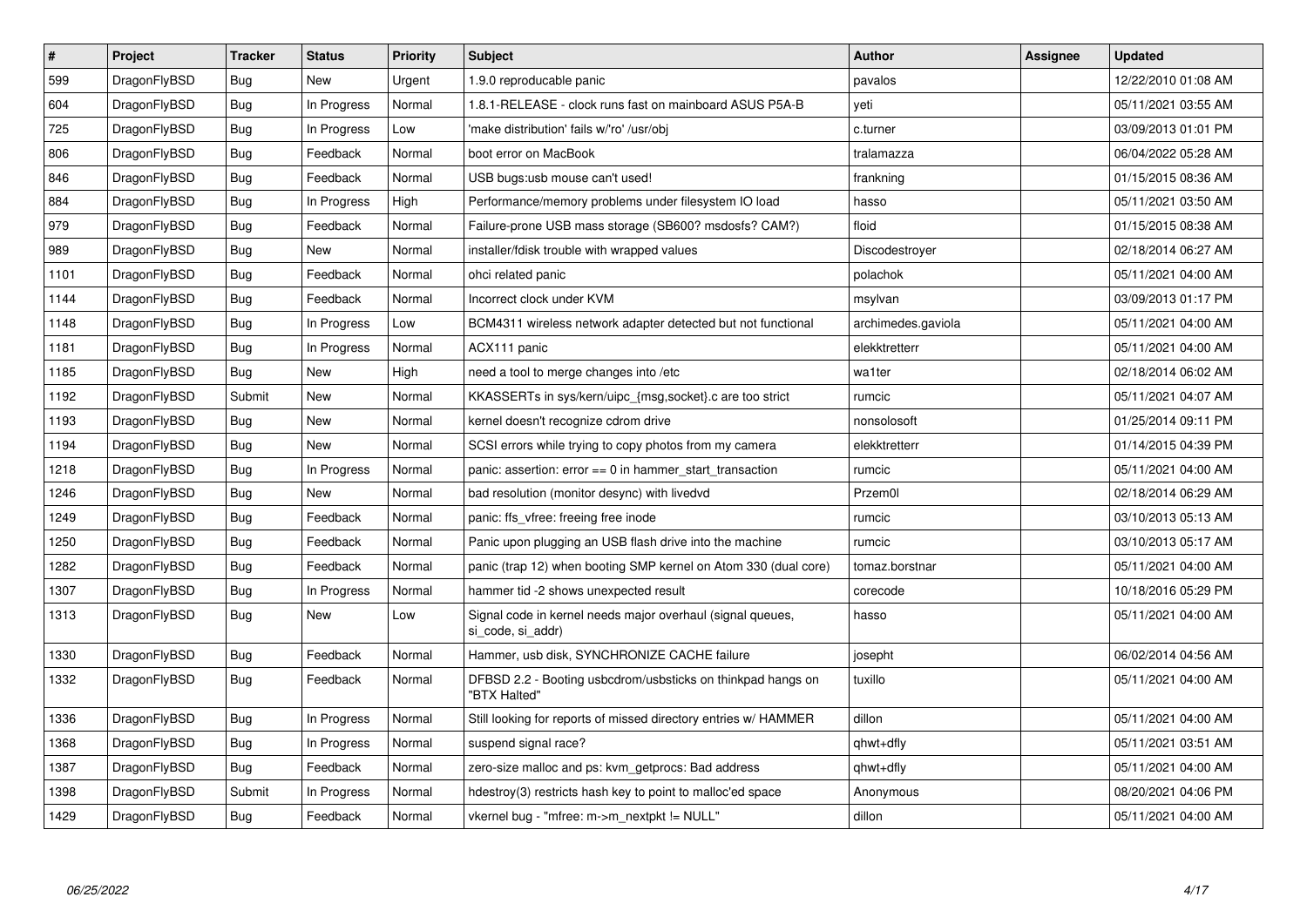| # | Project | Tracker | Status | Priority | Subject | Author | Assignee | Updated |
|---|---|---|---|---|---|---|---|---|
| 599 | DragonFlyBSD | Bug | New | Urgent | 1.9.0 reproducable panic | pavalos | | 12/22/2010 01:08 AM |
| 604 | DragonFlyBSD | Bug | In Progress | Normal | 1.8.1-RELEASE - clock runs fast on mainboard ASUS P5A-B | yeti | | 05/11/2021 03:55 AM |
| 725 | DragonFlyBSD | Bug | In Progress | Low | 'make distribution' fails w/'ro' /usr/obj | c.turner | | 03/09/2013 01:01 PM |
| 806 | DragonFlyBSD | Bug | Feedback | Normal | boot error on MacBook | tralamazza | | 06/04/2022 05:28 AM |
| 846 | DragonFlyBSD | Bug | Feedback | Normal | USB bugs:usb mouse can't used! | frankning | | 01/15/2015 08:36 AM |
| 884 | DragonFlyBSD | Bug | In Progress | High | Performance/memory problems under filesystem IO load | hasso | | 05/11/2021 03:50 AM |
| 979 | DragonFlyBSD | Bug | Feedback | Normal | Failure-prone USB mass storage (SB600? msdosfs? CAM?) | floid | | 01/15/2015 08:38 AM |
| 989 | DragonFlyBSD | Bug | New | Normal | installer/fdisk trouble with wrapped values | Discodestroyer | | 02/18/2014 06:27 AM |
| 1101 | DragonFlyBSD | Bug | Feedback | Normal | ohci related panic | polachok | | 05/11/2021 04:00 AM |
| 1144 | DragonFlyBSD | Bug | Feedback | Normal | Incorrect clock under KVM | msylvan | | 03/09/2013 01:17 PM |
| 1148 | DragonFlyBSD | Bug | In Progress | Low | BCM4311 wireless network adapter detected but not functional | archimedes.gaviola | | 05/11/2021 04:00 AM |
| 1181 | DragonFlyBSD | Bug | In Progress | Normal | ACX111 panic | elekktretterr | | 05/11/2021 04:00 AM |
| 1185 | DragonFlyBSD | Bug | New | High | need a tool to merge changes into /etc | wa1ter | | 02/18/2014 06:02 AM |
| 1192 | DragonFlyBSD | Submit | New | Normal | KKASSERTs in sys/kern/uipc_{msg,socket}.c are too strict | rumcic | | 05/11/2021 04:07 AM |
| 1193 | DragonFlyBSD | Bug | New | Normal | kernel doesn't recognize cdrom drive | nonsolosoft | | 01/25/2014 09:11 PM |
| 1194 | DragonFlyBSD | Bug | New | Normal | SCSI errors while trying to copy photos from my camera | elekktretterr | | 01/14/2015 04:39 PM |
| 1218 | DragonFlyBSD | Bug | In Progress | Normal | panic: assertion: error == 0 in hammer_start_transaction | rumcic | | 05/11/2021 04:00 AM |
| 1246 | DragonFlyBSD | Bug | New | Normal | bad resolution (monitor desync) with livedvd | Przem0l | | 02/18/2014 06:29 AM |
| 1249 | DragonFlyBSD | Bug | Feedback | Normal | panic: ffs_vfree: freeing free inode | rumcic | | 03/10/2013 05:13 AM |
| 1250 | DragonFlyBSD | Bug | Feedback | Normal | Panic upon plugging an USB flash drive into the machine | rumcic | | 03/10/2013 05:17 AM |
| 1282 | DragonFlyBSD | Bug | Feedback | Normal | panic (trap 12) when booting SMP kernel on Atom 330 (dual core) | tomaz.borstnar | | 05/11/2021 04:00 AM |
| 1307 | DragonFlyBSD | Bug | In Progress | Normal | hammer tid -2 shows unexpected result | corecode | | 10/18/2016 05:29 PM |
| 1313 | DragonFlyBSD | Bug | New | Low | Signal code in kernel needs major overhaul (signal queues, si_code, si_addr) | hasso | | 05/11/2021 04:00 AM |
| 1330 | DragonFlyBSD | Bug | Feedback | Normal | Hammer, usb disk, SYNCHRONIZE CACHE failure | josepht | | 06/02/2014 04:56 AM |
| 1332 | DragonFlyBSD | Bug | Feedback | Normal | DFBSD 2.2 - Booting usbcdrom/usbsticks on thinkpad hangs on "BTX Halted" | tuxillo | | 05/11/2021 04:00 AM |
| 1336 | DragonFlyBSD | Bug | In Progress | Normal | Still looking for reports of missed directory entries w/ HAMMER | dillon | | 05/11/2021 04:00 AM |
| 1368 | DragonFlyBSD | Bug | In Progress | Normal | suspend signal race? | qhwt+dfly | | 05/11/2021 03:51 AM |
| 1387 | DragonFlyBSD | Bug | Feedback | Normal | zero-size malloc and ps: kvm_getprocs: Bad address | qhwt+dfly | | 05/11/2021 04:00 AM |
| 1398 | DragonFlyBSD | Submit | In Progress | Normal | hdestroy(3) restricts hash key to point to malloc'ed space | Anonymous | | 08/20/2021 04:06 PM |
| 1429 | DragonFlyBSD | Bug | Feedback | Normal | vkernel bug - "mfree: m->m_nextpkt != NULL" | dillon | | 05/11/2021 04:00 AM |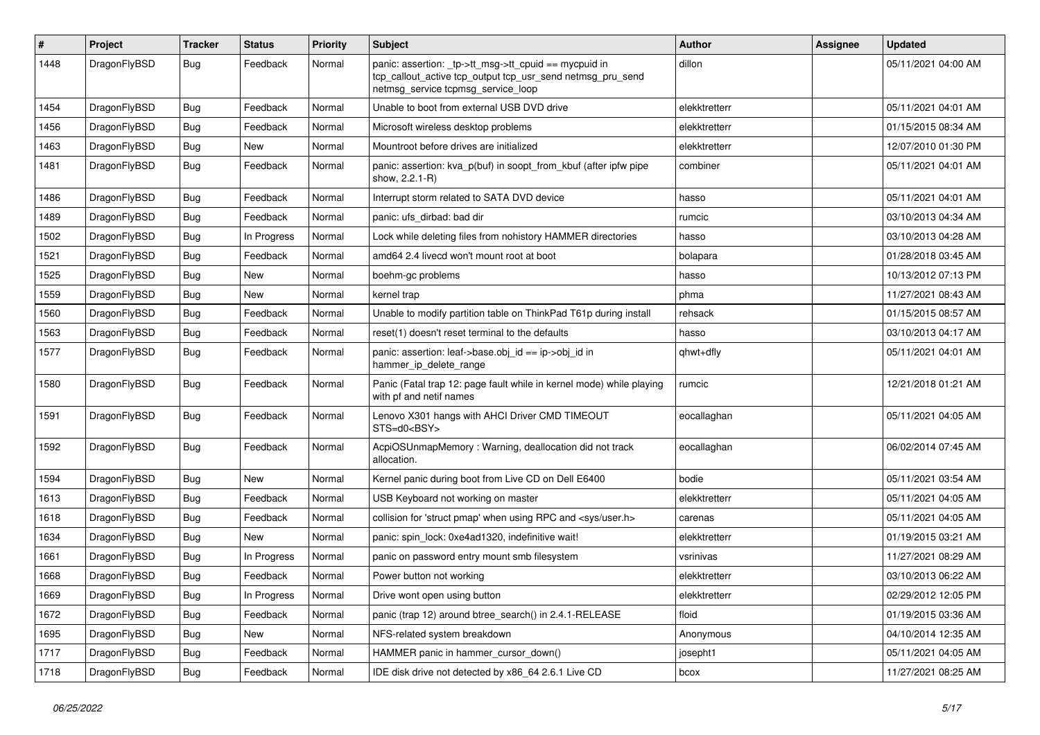| # | Project | Tracker | Status | Priority | Subject | Author | Assignee | Updated |
|---|---|---|---|---|---|---|---|---|
| 1448 | DragonFlyBSD | Bug | Feedback | Normal | panic: assertion: _tp->tt_msg->tt_cpuid == mycpuid in tcp_callout_active tcp_output tcp_usr_send netmsg_pru_send netmsg_service tcpmsg_service_loop | dillon | | 05/11/2021 04:00 AM |
| 1454 | DragonFlyBSD | Bug | Feedback | Normal | Unable to boot from external USB DVD drive | elekktretterr | | 05/11/2021 04:01 AM |
| 1456 | DragonFlyBSD | Bug | Feedback | Normal | Microsoft wireless desktop problems | elekktretterr | | 01/15/2015 08:34 AM |
| 1463 | DragonFlyBSD | Bug | New | Normal | Mountroot before drives are initialized | elekktretterr | | 12/07/2010 01:30 PM |
| 1481 | DragonFlyBSD | Bug | Feedback | Normal | panic: assertion: kva_p(buf) in soopt_from_kbuf (after ipfw pipe show, 2.2.1-R) | combiner | | 05/11/2021 04:01 AM |
| 1486 | DragonFlyBSD | Bug | Feedback | Normal | Interrupt storm related to SATA DVD device | hasso | | 05/11/2021 04:01 AM |
| 1489 | DragonFlyBSD | Bug | Feedback | Normal | panic: ufs_dirbad: bad dir | rumcic | | 03/10/2013 04:34 AM |
| 1502 | DragonFlyBSD | Bug | In Progress | Normal | Lock while deleting files from nohistory HAMMER directories | hasso | | 03/10/2013 04:28 AM |
| 1521 | DragonFlyBSD | Bug | Feedback | Normal | amd64 2.4 livecd won't mount root at boot | bolapara | | 01/28/2018 03:45 AM |
| 1525 | DragonFlyBSD | Bug | New | Normal | boehm-gc problems | hasso | | 10/13/2012 07:13 PM |
| 1559 | DragonFlyBSD | Bug | New | Normal | kernel trap | phma | | 11/27/2021 08:43 AM |
| 1560 | DragonFlyBSD | Bug | Feedback | Normal | Unable to modify partition table on ThinkPad T61p during install | rehsack | | 01/15/2015 08:57 AM |
| 1563 | DragonFlyBSD | Bug | Feedback | Normal | reset(1) doesn't reset terminal to the defaults | hasso | | 03/10/2013 04:17 AM |
| 1577 | DragonFlyBSD | Bug | Feedback | Normal | panic: assertion: leaf->base.obj_id == ip->obj_id in hammer_ip_delete_range | qhwt+dfly | | 05/11/2021 04:01 AM |
| 1580 | DragonFlyBSD | Bug | Feedback | Normal | Panic (Fatal trap 12: page fault while in kernel mode) while playing with pf and netif names | rumcic | | 12/21/2018 01:21 AM |
| 1591 | DragonFlyBSD | Bug | Feedback | Normal | Lenovo X301 hangs with AHCI Driver CMD TIMEOUT STS=d0<BSY> | eocallaghan | | 05/11/2021 04:05 AM |
| 1592 | DragonFlyBSD | Bug | Feedback | Normal | AcpiOSUnmapMemory : Warning, deallocation did not track allocation. | eocallaghan | | 06/02/2014 07:45 AM |
| 1594 | DragonFlyBSD | Bug | New | Normal | Kernel panic during boot from Live CD on Dell E6400 | bodie | | 05/11/2021 03:54 AM |
| 1613 | DragonFlyBSD | Bug | Feedback | Normal | USB Keyboard not working on master | elekktretterr | | 05/11/2021 04:05 AM |
| 1618 | DragonFlyBSD | Bug | Feedback | Normal | collision for 'struct pmap' when using RPC and <sys/user.h> | carenas | | 05/11/2021 04:05 AM |
| 1634 | DragonFlyBSD | Bug | New | Normal | panic: spin_lock: 0xe4ad1320, indefinitive wait! | elekktretterr | | 01/19/2015 03:21 AM |
| 1661 | DragonFlyBSD | Bug | In Progress | Normal | panic on password entry mount smb filesystem | vsrinivas | | 11/27/2021 08:29 AM |
| 1668 | DragonFlyBSD | Bug | Feedback | Normal | Power button not working | elekktretterr | | 03/10/2013 06:22 AM |
| 1669 | DragonFlyBSD | Bug | In Progress | Normal | Drive wont open using button | elekktretterr | | 02/29/2012 12:05 PM |
| 1672 | DragonFlyBSD | Bug | Feedback | Normal | panic (trap 12) around btree_search() in 2.4.1-RELEASE | floid | | 01/19/2015 03:36 AM |
| 1695 | DragonFlyBSD | Bug | New | Normal | NFS-related system breakdown | Anonymous | | 04/10/2014 12:35 AM |
| 1717 | DragonFlyBSD | Bug | Feedback | Normal | HAMMER panic in hammer_cursor_down() | josepht1 | | 05/11/2021 04:05 AM |
| 1718 | DragonFlyBSD | Bug | Feedback | Normal | IDE disk drive not detected by x86_64 2.6.1 Live CD | bcox | | 11/27/2021 08:25 AM |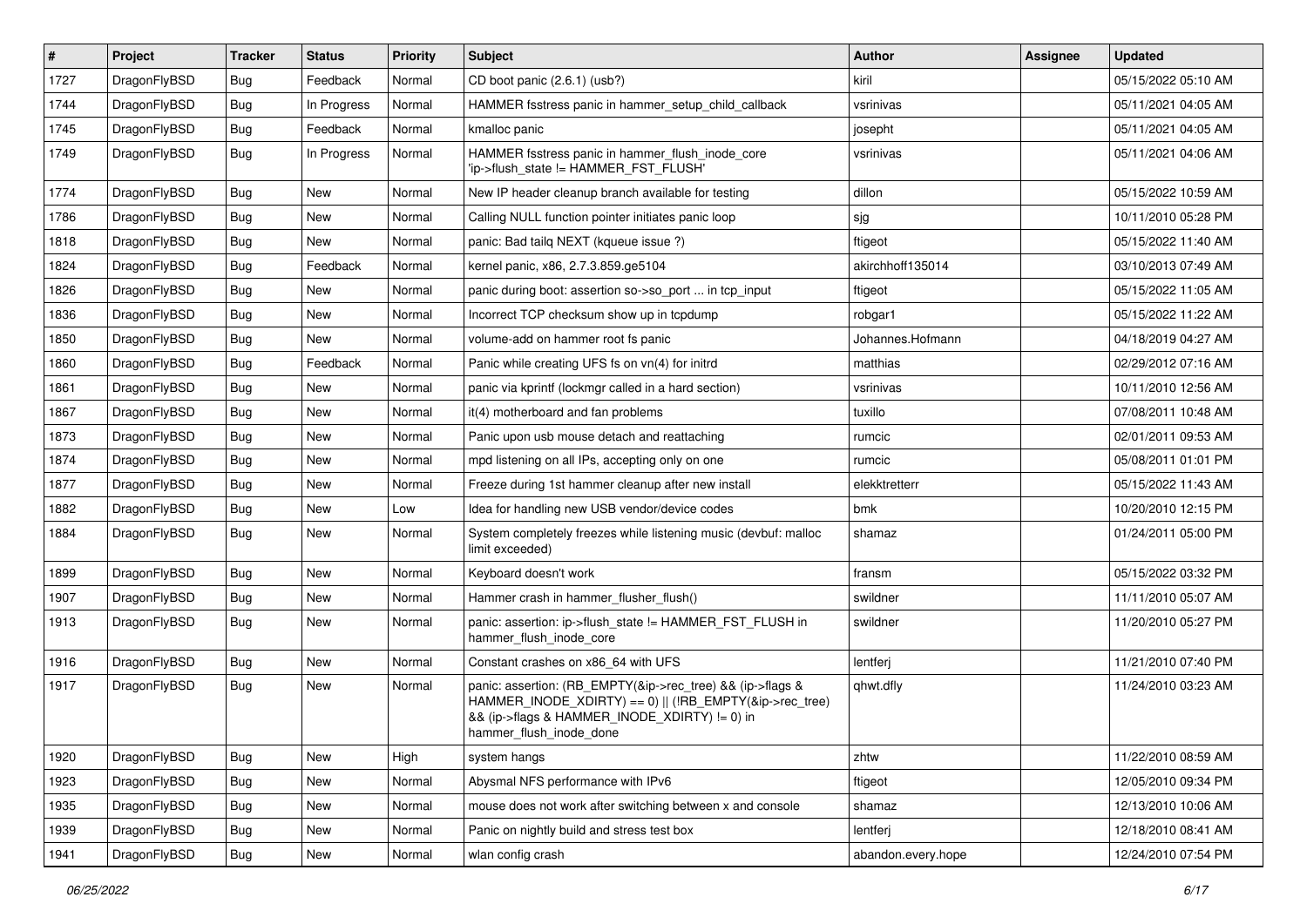| # | Project | Tracker | Status | Priority | Subject | Author | Assignee | Updated |
|---|---|---|---|---|---|---|---|---|
| 1727 | DragonFlyBSD | Bug | Feedback | Normal | CD boot panic (2.6.1) (usb?) | kiril | | 05/15/2022 05:10 AM |
| 1744 | DragonFlyBSD | Bug | In Progress | Normal | HAMMER fsstress panic in hammer_setup_child_callback | vsrinivas | | 05/11/2021 04:05 AM |
| 1745 | DragonFlyBSD | Bug | Feedback | Normal | kmalloc panic | josepht | | 05/11/2021 04:05 AM |
| 1749 | DragonFlyBSD | Bug | In Progress | Normal | HAMMER fsstress panic in hammer_flush_inode_core 'ip->flush_state != HAMMER_FST_FLUSH' | vsrinivas | | 05/11/2021 04:06 AM |
| 1774 | DragonFlyBSD | Bug | New | Normal | New IP header cleanup branch available for testing | dillon | | 05/15/2022 10:59 AM |
| 1786 | DragonFlyBSD | Bug | New | Normal | Calling NULL function pointer initiates panic loop | sjg | | 10/11/2010 05:28 PM |
| 1818 | DragonFlyBSD | Bug | New | Normal | panic: Bad tailq NEXT (kqueue issue ?) | ftigeot | | 05/15/2022 11:40 AM |
| 1824 | DragonFlyBSD | Bug | Feedback | Normal | kernel panic, x86, 2.7.3.859.ge5104 | akirchhoff135014 | | 03/10/2013 07:49 AM |
| 1826 | DragonFlyBSD | Bug | New | Normal | panic during boot: assertion so->so_port ... in tcp_input | ftigeot | | 05/15/2022 11:05 AM |
| 1836 | DragonFlyBSD | Bug | New | Normal | Incorrect TCP checksum show up in tcpdump | robgar1 | | 05/15/2022 11:22 AM |
| 1850 | DragonFlyBSD | Bug | New | Normal | volume-add on hammer root fs panic | Johannes.Hofmann | | 04/18/2019 04:27 AM |
| 1860 | DragonFlyBSD | Bug | Feedback | Normal | Panic while creating UFS fs on vn(4) for initrd | matthias | | 02/29/2012 07:16 AM |
| 1861 | DragonFlyBSD | Bug | New | Normal | panic via kprintf (lockmgr called in a hard section) | vsrinivas | | 10/11/2010 12:56 AM |
| 1867 | DragonFlyBSD | Bug | New | Normal | it(4) motherboard and fan problems | tuxillo | | 07/08/2011 10:48 AM |
| 1873 | DragonFlyBSD | Bug | New | Normal | Panic upon usb mouse detach and reattaching | rumcic | | 02/01/2011 09:53 AM |
| 1874 | DragonFlyBSD | Bug | New | Normal | mpd listening on all IPs, accepting only on one | rumcic | | 05/08/2011 01:01 PM |
| 1877 | DragonFlyBSD | Bug | New | Normal | Freeze during 1st hammer cleanup after new install | elekktretterr | | 05/15/2022 11:43 AM |
| 1882 | DragonFlyBSD | Bug | New | Low | Idea for handling new USB vendor/device codes | bmk | | 10/20/2010 12:15 PM |
| 1884 | DragonFlyBSD | Bug | New | Normal | System completely freezes while listening music (devbuf: malloc limit exceeded) | shamaz | | 01/24/2011 05:00 PM |
| 1899 | DragonFlyBSD | Bug | New | Normal | Keyboard doesn't work | fransm | | 05/15/2022 03:32 PM |
| 1907 | DragonFlyBSD | Bug | New | Normal | Hammer crash in hammer_flusher_flush() | swildner | | 11/11/2010 05:07 AM |
| 1913 | DragonFlyBSD | Bug | New | Normal | panic: assertion: ip->flush_state != HAMMER_FST_FLUSH in hammer_flush_inode_core | swildner | | 11/20/2010 05:27 PM |
| 1916 | DragonFlyBSD | Bug | New | Normal | Constant crashes on x86_64 with UFS | lentferj | | 11/21/2010 07:40 PM |
| 1917 | DragonFlyBSD | Bug | New | Normal | panic: assertion: (RB_EMPTY(&ip->rec_tree) && (ip->flags & HAMMER_INODE_XDIRTY) == 0) \|\| (!RB_EMPTY(&ip->rec_tree) && (ip->flags & HAMMER_INODE_XDIRTY) != 0) in hammer_flush_inode_done | qhwt.dfly | | 11/24/2010 03:23 AM |
| 1920 | DragonFlyBSD | Bug | New | High | system hangs | zhtw | | 11/22/2010 08:59 AM |
| 1923 | DragonFlyBSD | Bug | New | Normal | Abysmal NFS performance with IPv6 | ftigeot | | 12/05/2010 09:34 PM |
| 1935 | DragonFlyBSD | Bug | New | Normal | mouse does not work after switching between x and console | shamaz | | 12/13/2010 10:06 AM |
| 1939 | DragonFlyBSD | Bug | New | Normal | Panic on nightly build and stress test box | lentferj | | 12/18/2010 08:41 AM |
| 1941 | DragonFlyBSD | Bug | New | Normal | wlan config crash | abandon.every.hope | | 12/24/2010 07:54 PM |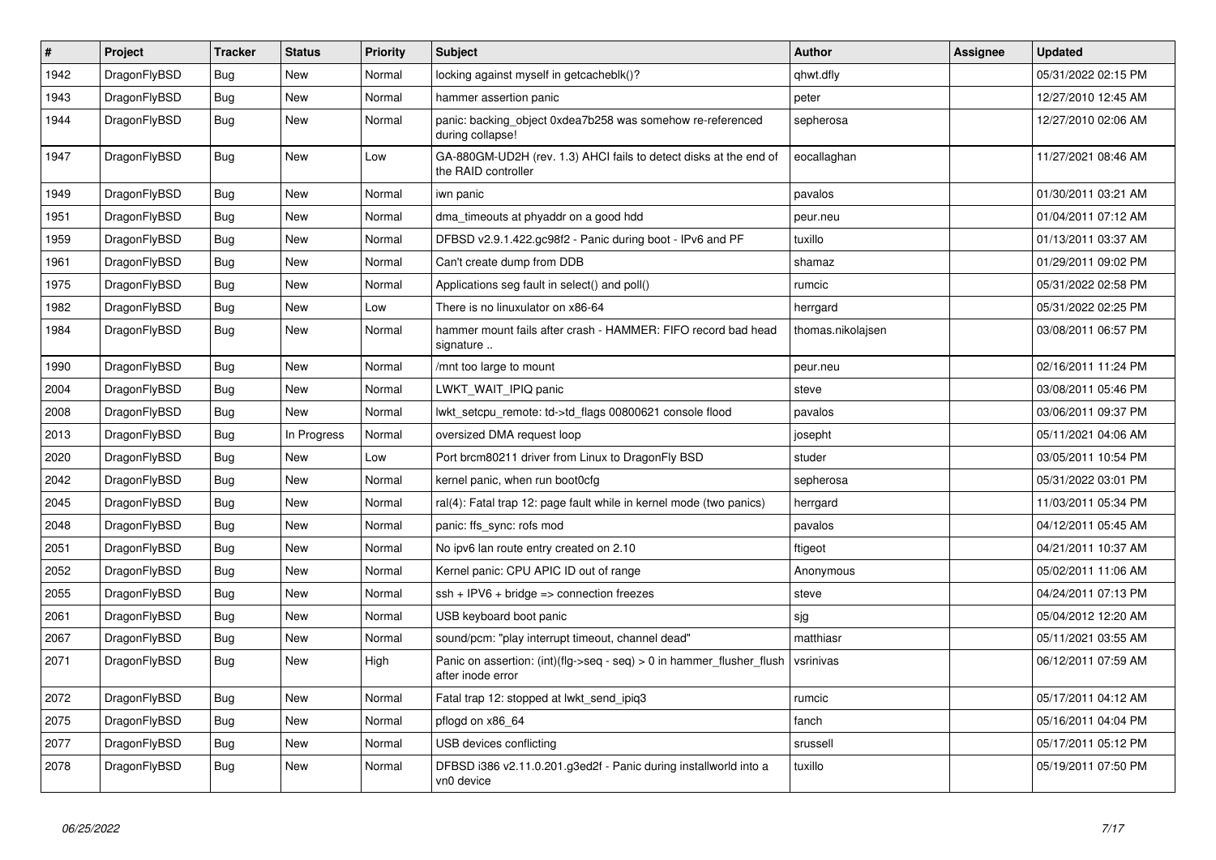| # | Project | Tracker | Status | Priority | Subject | Author | Assignee | Updated |
|---|---|---|---|---|---|---|---|---|
| 1942 | DragonFlyBSD | Bug | New | Normal | locking against myself in getcacheblk()? | qhwt.dfly | | 05/31/2022 02:15 PM |
| 1943 | DragonFlyBSD | Bug | New | Normal | hammer assertion panic | peter | | 12/27/2010 12:45 AM |
| 1944 | DragonFlyBSD | Bug | New | Normal | panic: backing_object 0xdea7b258 was somehow re-referenced during collapse! | sepherosa | | 12/27/2010 02:06 AM |
| 1947 | DragonFlyBSD | Bug | New | Low | GA-880GM-UD2H (rev. 1.3) AHCI fails to detect disks at the end of the RAID controller | eocallaghan | | 11/27/2021 08:46 AM |
| 1949 | DragonFlyBSD | Bug | New | Normal | iwn panic | pavalos | | 01/30/2011 03:21 AM |
| 1951 | DragonFlyBSD | Bug | New | Normal | dma_timeouts at phyaddr on a good hdd | peur.neu | | 01/04/2011 07:12 AM |
| 1959 | DragonFlyBSD | Bug | New | Normal | DFBSD v2.9.1.422.gc98f2 - Panic during boot - IPv6 and PF | tuxillo | | 01/13/2011 03:37 AM |
| 1961 | DragonFlyBSD | Bug | New | Normal | Can't create dump from DDB | shamaz | | 01/29/2011 09:02 PM |
| 1975 | DragonFlyBSD | Bug | New | Normal | Applications seg fault in select() and poll() | rumcic | | 05/31/2022 02:58 PM |
| 1982 | DragonFlyBSD | Bug | New | Low | There is no linuxulator on x86-64 | herrgard | | 05/31/2022 02:25 PM |
| 1984 | DragonFlyBSD | Bug | New | Normal | hammer mount fails after crash - HAMMER: FIFO record bad head signature .. | thomas.nikolajsen | | 03/08/2011 06:57 PM |
| 1990 | DragonFlyBSD | Bug | New | Normal | /mnt too large to mount | peur.neu | | 02/16/2011 11:24 PM |
| 2004 | DragonFlyBSD | Bug | New | Normal | LWKT_WAIT_IPIQ panic | steve | | 03/08/2011 05:46 PM |
| 2008 | DragonFlyBSD | Bug | New | Normal | lwkt_setcpu_remote: td->td_flags 00800621 console flood | pavalos | | 03/06/2011 09:37 PM |
| 2013 | DragonFlyBSD | Bug | In Progress | Normal | oversized DMA request loop | josepht | | 05/11/2021 04:06 AM |
| 2020 | DragonFlyBSD | Bug | New | Low | Port brcm80211 driver from Linux to DragonFly BSD | studer | | 03/05/2011 10:54 PM |
| 2042 | DragonFlyBSD | Bug | New | Normal | kernel panic, when run boot0cfg | sepherosa | | 05/31/2022 03:01 PM |
| 2045 | DragonFlyBSD | Bug | New | Normal | ral(4): Fatal trap 12: page fault while in kernel mode (two panics) | herrgard | | 11/03/2011 05:34 PM |
| 2048 | DragonFlyBSD | Bug | New | Normal | panic: ffs_sync: rofs mod | pavalos | | 04/12/2011 05:45 AM |
| 2051 | DragonFlyBSD | Bug | New | Normal | No ipv6 lan route entry created on 2.10 | ftigeot | | 04/21/2011 10:37 AM |
| 2052 | DragonFlyBSD | Bug | New | Normal | Kernel panic: CPU APIC ID out of range | Anonymous | | 05/02/2011 11:06 AM |
| 2055 | DragonFlyBSD | Bug | New | Normal | ssh + IPV6 + bridge => connection freezes | steve | | 04/24/2011 07:13 PM |
| 2061 | DragonFlyBSD | Bug | New | Normal | USB keyboard boot panic | sjg | | 05/04/2012 12:20 AM |
| 2067 | DragonFlyBSD | Bug | New | Normal | sound/pcm: "play interrupt timeout, channel dead" | matthiasr | | 05/11/2021 03:55 AM |
| 2071 | DragonFlyBSD | Bug | New | High | Panic on assertion: (int)(flg->seq - seq) > 0 in hammer_flusher_flush after inode error | vsrinivas | | 06/12/2011 07:59 AM |
| 2072 | DragonFlyBSD | Bug | New | Normal | Fatal trap 12: stopped at lwkt_send_ipiq3 | rumcic | | 05/17/2011 04:12 AM |
| 2075 | DragonFlyBSD | Bug | New | Normal | pflogd on x86_64 | fanch | | 05/16/2011 04:04 PM |
| 2077 | DragonFlyBSD | Bug | New | Normal | USB devices conflicting | srussell | | 05/17/2011 05:12 PM |
| 2078 | DragonFlyBSD | Bug | New | Normal | DFBSD i386 v2.11.0.201.g3ed2f - Panic during installworld into a vn0 device | tuxillo | | 05/19/2011 07:50 PM |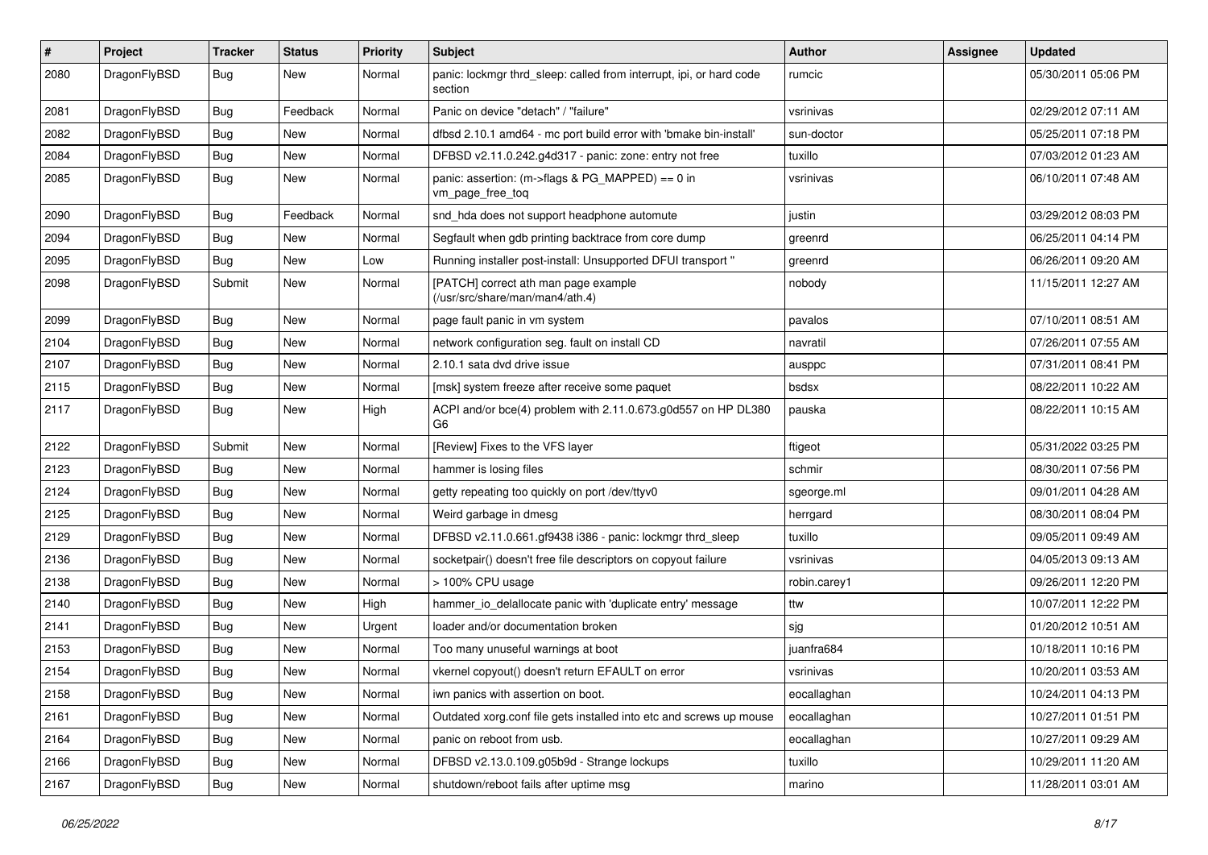| # | Project | Tracker | Status | Priority | Subject | Author | Assignee | Updated |
|---|---|---|---|---|---|---|---|---|
| 2080 | DragonFlyBSD | Bug | New | Normal | panic: lockmgr thrd_sleep: called from interrupt, ipi, or hard code section | rumcic | | 05/30/2011 05:06 PM |
| 2081 | DragonFlyBSD | Bug | Feedback | Normal | Panic on device "detach" / "failure" | vsrinivas | | 02/29/2012 07:11 AM |
| 2082 | DragonFlyBSD | Bug | New | Normal | dfbsd 2.10.1 amd64 - mc port build error with 'bmake bin-install' | sun-doctor | | 05/25/2011 07:18 PM |
| 2084 | DragonFlyBSD | Bug | New | Normal | DFBSD v2.11.0.242.g4d317 - panic: zone: entry not free | tuxillo | | 07/03/2012 01:23 AM |
| 2085 | DragonFlyBSD | Bug | New | Normal | panic: assertion: (m->flags & PG_MAPPED) == 0 in vm_page_free_toq | vsrinivas | | 06/10/2011 07:48 AM |
| 2090 | DragonFlyBSD | Bug | Feedback | Normal | snd_hda does not support headphone automute | justin | | 03/29/2012 08:03 PM |
| 2094 | DragonFlyBSD | Bug | New | Normal | Segfault when gdb printing backtrace from core dump | greenrd | | 06/25/2011 04:14 PM |
| 2095 | DragonFlyBSD | Bug | New | Low | Running installer post-install: Unsupported DFUI transport " | greenrd | | 06/26/2011 09:20 AM |
| 2098 | DragonFlyBSD | Submit | New | Normal | [PATCH] correct ath man page example (/usr/src/share/man/man4/ath.4) | nobody | | 11/15/2011 12:27 AM |
| 2099 | DragonFlyBSD | Bug | New | Normal | page fault panic in vm system | pavalos | | 07/10/2011 08:51 AM |
| 2104 | DragonFlyBSD | Bug | New | Normal | network configuration seg. fault on install CD | navratil | | 07/26/2011 07:55 AM |
| 2107 | DragonFlyBSD | Bug | New | Normal | 2.10.1 sata dvd drive issue | ausppc | | 07/31/2011 08:41 PM |
| 2115 | DragonFlyBSD | Bug | New | Normal | [msk] system freeze after receive some paquet | bsdsx | | 08/22/2011 10:22 AM |
| 2117 | DragonFlyBSD | Bug | New | High | ACPI and/or bce(4) problem with 2.11.0.673.g0d557 on HP DL380 G6 | pauska | | 08/22/2011 10:15 AM |
| 2122 | DragonFlyBSD | Submit | New | Normal | [Review] Fixes to the VFS layer | ftigeot | | 05/31/2022 03:25 PM |
| 2123 | DragonFlyBSD | Bug | New | Normal | hammer is losing files | schmir | | 08/30/2011 07:56 PM |
| 2124 | DragonFlyBSD | Bug | New | Normal | getty repeating too quickly on port /dev/ttyv0 | sgeorge.ml | | 09/01/2011 04:28 AM |
| 2125 | DragonFlyBSD | Bug | New | Normal | Weird garbage in dmesg | herrgard | | 08/30/2011 08:04 PM |
| 2129 | DragonFlyBSD | Bug | New | Normal | DFBSD v2.11.0.661.gf9438 i386 - panic: lockmgr thrd_sleep | tuxillo | | 09/05/2011 09:49 AM |
| 2136 | DragonFlyBSD | Bug | New | Normal | socketpair() doesn't free file descriptors on copyout failure | vsrinivas | | 04/05/2013 09:13 AM |
| 2138 | DragonFlyBSD | Bug | New | Normal | > 100% CPU usage | robin.carey1 | | 09/26/2011 12:20 PM |
| 2140 | DragonFlyBSD | Bug | New | High | hammer_io_delallocate panic with 'duplicate entry' message | ttw | | 10/07/2011 12:22 PM |
| 2141 | DragonFlyBSD | Bug | New | Urgent | loader and/or documentation broken | sjg | | 01/20/2012 10:51 AM |
| 2153 | DragonFlyBSD | Bug | New | Normal | Too many unuseful warnings at boot | juanfra684 | | 10/18/2011 10:16 PM |
| 2154 | DragonFlyBSD | Bug | New | Normal | vkernel copyout() doesn't return EFAULT on error | vsrinivas | | 10/20/2011 03:53 AM |
| 2158 | DragonFlyBSD | Bug | New | Normal | iwn panics with assertion on boot. | eocallaghan | | 10/24/2011 04:13 PM |
| 2161 | DragonFlyBSD | Bug | New | Normal | Outdated xorg.conf file gets installed into etc and screws up mouse | eocallaghan | | 10/27/2011 01:51 PM |
| 2164 | DragonFlyBSD | Bug | New | Normal | panic on reboot from usb. | eocallaghan | | 10/27/2011 09:29 AM |
| 2166 | DragonFlyBSD | Bug | New | Normal | DFBSD v2.13.0.109.g05b9d - Strange lockups | tuxillo | | 10/29/2011 11:20 AM |
| 2167 | DragonFlyBSD | Bug | New | Normal | shutdown/reboot fails after uptime msg | marino | | 11/28/2011 03:01 AM |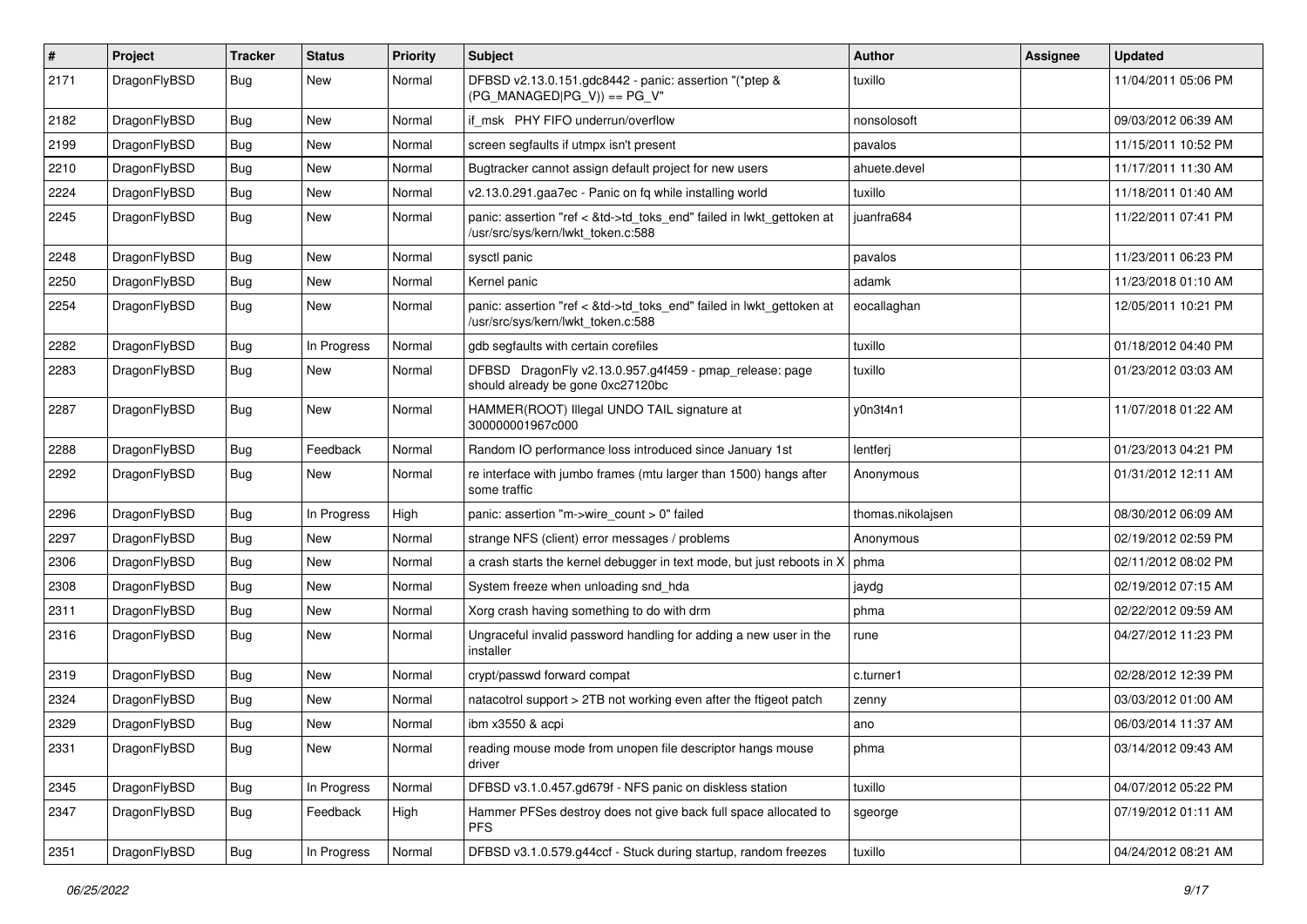| # | Project | Tracker | Status | Priority | Subject | Author | Assignee | Updated |
|---|---|---|---|---|---|---|---|---|
| 2171 | DragonFlyBSD | Bug | New | Normal | DFBSD v2.13.0.151.gdc8442 - panic: assertion "(*ptep & (PG_MANAGED\|PG_V)) == PG_V" | tuxillo | | 11/04/2011 05:06 PM |
| 2182 | DragonFlyBSD | Bug | New | Normal | if_msk PHY FIFO underrun/overflow | nonsolosoft | | 09/03/2012 06:39 AM |
| 2199 | DragonFlyBSD | Bug | New | Normal | screen segfaults if utmpx isn't present | pavalos | | 11/15/2011 10:52 PM |
| 2210 | DragonFlyBSD | Bug | New | Normal | Bugtracker cannot assign default project for new users | ahuete.devel | | 11/17/2011 11:30 AM |
| 2224 | DragonFlyBSD | Bug | New | Normal | v2.13.0.291.gaa7ec - Panic on fq while installing world | tuxillo | | 11/18/2011 01:40 AM |
| 2245 | DragonFlyBSD | Bug | New | Normal | panic: assertion "ref < &td->td_toks_end" failed in lwkt_gettoken at /usr/src/sys/kern/lwkt_token.c:588 | juanfra684 | | 11/22/2011 07:41 PM |
| 2248 | DragonFlyBSD | Bug | New | Normal | sysctl panic | pavalos | | 11/23/2011 06:23 PM |
| 2250 | DragonFlyBSD | Bug | New | Normal | Kernel panic | adamk | | 11/23/2018 01:10 AM |
| 2254 | DragonFlyBSD | Bug | New | Normal | panic: assertion "ref < &td->td_toks_end" failed in lwkt_gettoken at /usr/src/sys/kern/lwkt_token.c:588 | eocallaghan | | 12/05/2011 10:21 PM |
| 2282 | DragonFlyBSD | Bug | In Progress | Normal | gdb segfaults with certain corefiles | tuxillo | | 01/18/2012 04:40 PM |
| 2283 | DragonFlyBSD | Bug | New | Normal | DFBSD DragonFly v2.13.0.957.g4f459 - pmap_release: page should already be gone 0xc27120bc | tuxillo | | 01/23/2012 03:03 AM |
| 2287 | DragonFlyBSD | Bug | New | Normal | HAMMER(ROOT) Illegal UNDO TAIL signature at 300000001967c000 | y0n3t4n1 | | 11/07/2018 01:22 AM |
| 2288 | DragonFlyBSD | Bug | Feedback | Normal | Random IO performance loss introduced since January 1st | lentferj | | 01/23/2013 04:21 PM |
| 2292 | DragonFlyBSD | Bug | New | Normal | re interface with jumbo frames (mtu larger than 1500) hangs after some traffic | Anonymous | | 01/31/2012 12:11 AM |
| 2296 | DragonFlyBSD | Bug | In Progress | High | panic: assertion "m->wire_count > 0" failed | thomas.nikolajsen | | 08/30/2012 06:09 AM |
| 2297 | DragonFlyBSD | Bug | New | Normal | strange NFS (client) error messages / problems | Anonymous | | 02/19/2012 02:59 PM |
| 2306 | DragonFlyBSD | Bug | New | Normal | a crash starts the kernel debugger in text mode, but just reboots in X | phma | | 02/11/2012 08:02 PM |
| 2308 | DragonFlyBSD | Bug | New | Normal | System freeze when unloading snd_hda | jaydg | | 02/19/2012 07:15 AM |
| 2311 | DragonFlyBSD | Bug | New | Normal | Xorg crash having something to do with drm | phma | | 02/22/2012 09:59 AM |
| 2316 | DragonFlyBSD | Bug | New | Normal | Ungraceful invalid password handling for adding a new user in the installer | rune | | 04/27/2012 11:23 PM |
| 2319 | DragonFlyBSD | Bug | New | Normal | crypt/passwd forward compat | c.turner1 | | 02/28/2012 12:39 PM |
| 2324 | DragonFlyBSD | Bug | New | Normal | natacotrol support > 2TB not working even after the ftigeot patch | zenny | | 03/03/2012 01:00 AM |
| 2329 | DragonFlyBSD | Bug | New | Normal | ibm x3550 & acpi | ano | | 06/03/2014 11:37 AM |
| 2331 | DragonFlyBSD | Bug | New | Normal | reading mouse mode from unopen file descriptor hangs mouse driver | phma | | 03/14/2012 09:43 AM |
| 2345 | DragonFlyBSD | Bug | In Progress | Normal | DFBSD v3.1.0.457.gd679f - NFS panic on diskless station | tuxillo | | 04/07/2012 05:22 PM |
| 2347 | DragonFlyBSD | Bug | Feedback | High | Hammer PFSes destroy does not give back full space allocated to PFS | sgeorge | | 07/19/2012 01:11 AM |
| 2351 | DragonFlyBSD | Bug | In Progress | Normal | DFBSD v3.1.0.579.g44ccf - Stuck during startup, random freezes | tuxillo | | 04/24/2012 08:21 AM |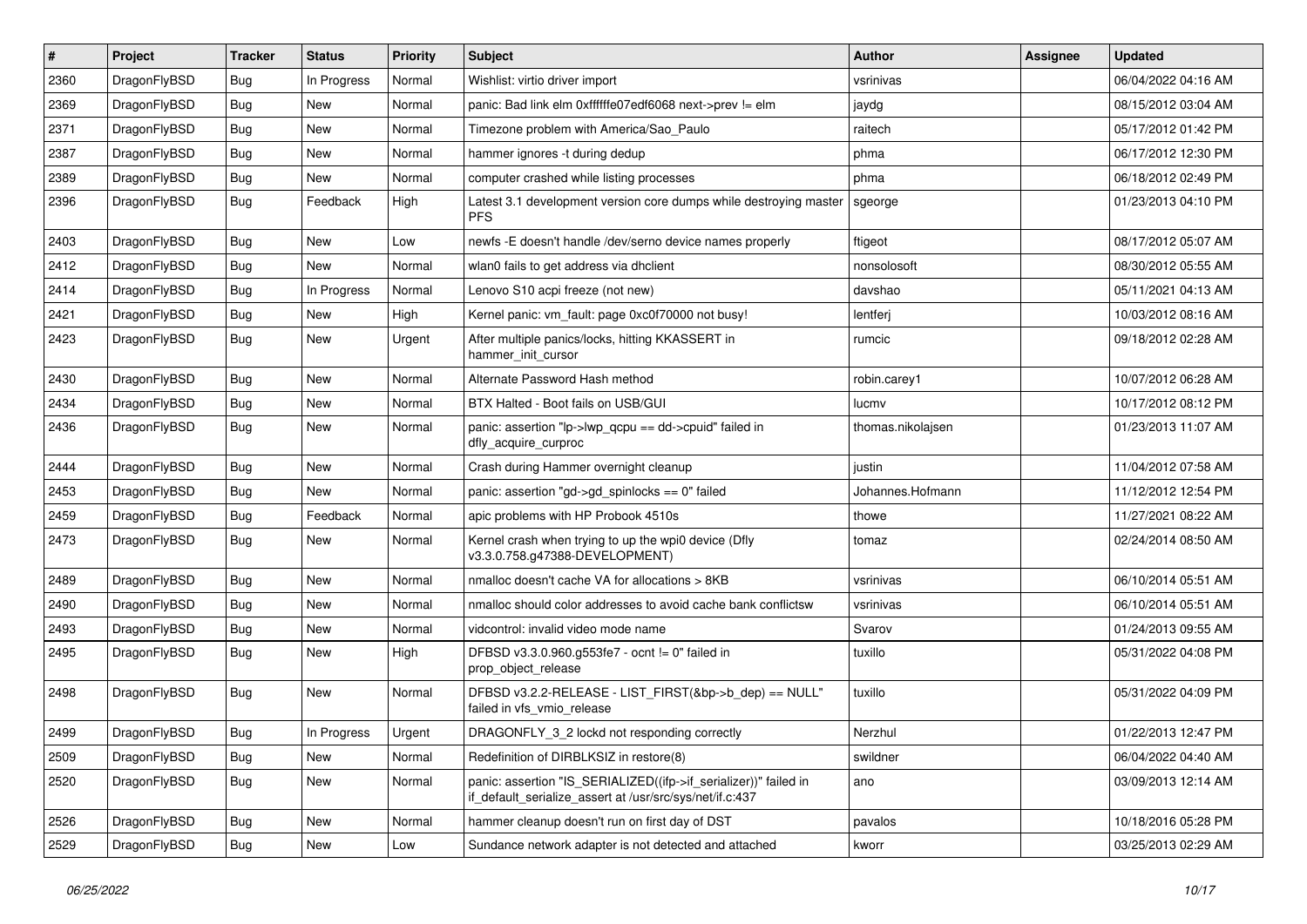| # | Project | Tracker | Status | Priority | Subject | Author | Assignee | Updated |
|---|---|---|---|---|---|---|---|---|
| 2360 | DragonFlyBSD | Bug | In Progress | Normal | Wishlist: virtio driver import | vsrinivas | | 06/04/2022 04:16 AM |
| 2369 | DragonFlyBSD | Bug | New | Normal | panic: Bad link elm 0xffffffe07edf6068 next->prev != elm | jaydg | | 08/15/2012 03:04 AM |
| 2371 | DragonFlyBSD | Bug | New | Normal | Timezone problem with America/Sao_Paulo | raitech | | 05/17/2012 01:42 PM |
| 2387 | DragonFlyBSD | Bug | New | Normal | hammer ignores -t during dedup | phma | | 06/17/2012 12:30 PM |
| 2389 | DragonFlyBSD | Bug | New | Normal | computer crashed while listing processes | phma | | 06/18/2012 02:49 PM |
| 2396 | DragonFlyBSD | Bug | Feedback | High | Latest 3.1 development version core dumps while destroying master PFS | sgeorge | | 01/23/2013 04:10 PM |
| 2403 | DragonFlyBSD | Bug | New | Low | newfs -E doesn't handle /dev/serno device names properly | ftigeot | | 08/17/2012 05:07 AM |
| 2412 | DragonFlyBSD | Bug | New | Normal | wlan0 fails to get address via dhclient | nonsolosoft | | 08/30/2012 05:55 AM |
| 2414 | DragonFlyBSD | Bug | In Progress | Normal | Lenovo S10 acpi freeze (not new) | davshao | | 05/11/2021 04:13 AM |
| 2421 | DragonFlyBSD | Bug | New | High | Kernel panic: vm_fault: page 0xc0f70000 not busy! | lentferj | | 10/03/2012 08:16 AM |
| 2423 | DragonFlyBSD | Bug | New | Urgent | After multiple panics/locks, hitting KKASSERT in hammer_init_cursor | rumcic | | 09/18/2012 02:28 AM |
| 2430 | DragonFlyBSD | Bug | New | Normal | Alternate Password Hash method | robin.carey1 | | 10/07/2012 06:28 AM |
| 2434 | DragonFlyBSD | Bug | New | Normal | BTX Halted - Boot fails on USB/GUI | lucmv | | 10/17/2012 08:12 PM |
| 2436 | DragonFlyBSD | Bug | New | Normal | panic: assertion "lp->lwp_qcpu == dd->cpuid" failed in dfly_acquire_curproc | thomas.nikolajsen | | 01/23/2013 11:07 AM |
| 2444 | DragonFlyBSD | Bug | New | Normal | Crash during Hammer overnight cleanup | justin | | 11/04/2012 07:58 AM |
| 2453 | DragonFlyBSD | Bug | New | Normal | panic: assertion "gd->gd_spinlocks == 0" failed | Johannes.Hofmann | | 11/12/2012 12:54 PM |
| 2459 | DragonFlyBSD | Bug | Feedback | Normal | apic problems with HP Probook 4510s | thowe | | 11/27/2021 08:22 AM |
| 2473 | DragonFlyBSD | Bug | New | Normal | Kernel crash when trying to up the wpi0 device (Dfly v3.3.0.758.g47388-DEVELOPMENT) | tomaz | | 02/24/2014 08:50 AM |
| 2489 | DragonFlyBSD | Bug | New | Normal | nmalloc doesn't cache VA for allocations > 8KB | vsrinivas | | 06/10/2014 05:51 AM |
| 2490 | DragonFlyBSD | Bug | New | Normal | nmalloc should color addresses to avoid cache bank conflictsw | vsrinivas | | 06/10/2014 05:51 AM |
| 2493 | DragonFlyBSD | Bug | New | Normal | vidcontrol: invalid video mode name | Svarov | | 01/24/2013 09:55 AM |
| 2495 | DragonFlyBSD | Bug | New | High | DFBSD v3.3.0.960.g553fe7 - ocnt != 0" failed in prop_object_release | tuxillo | | 05/31/2022 04:08 PM |
| 2498 | DragonFlyBSD | Bug | New | Normal | DFBSD v3.2.2-RELEASE - LIST_FIRST(&bp->b_dep) == NULL" failed in vfs_vmio_release | tuxillo | | 05/31/2022 04:09 PM |
| 2499 | DragonFlyBSD | Bug | In Progress | Urgent | DRAGONFLY_3_2 lockd not responding correctly | Nerzhul | | 01/22/2013 12:47 PM |
| 2509 | DragonFlyBSD | Bug | New | Normal | Redefinition of DIRBLKSIZ in restore(8) | swildner | | 06/04/2022 04:40 AM |
| 2520 | DragonFlyBSD | Bug | New | Normal | panic: assertion "IS_SERIALIZED((ifp->if_serializer))" failed in if_default_serialize_assert at /usr/src/sys/net/if.c:437 | ano | | 03/09/2013 12:14 AM |
| 2526 | DragonFlyBSD | Bug | New | Normal | hammer cleanup doesn't run on first day of DST | pavalos | | 10/18/2016 05:28 PM |
| 2529 | DragonFlyBSD | Bug | New | Low | Sundance network adapter is not detected and attached | kworr | | 03/25/2013 02:29 AM |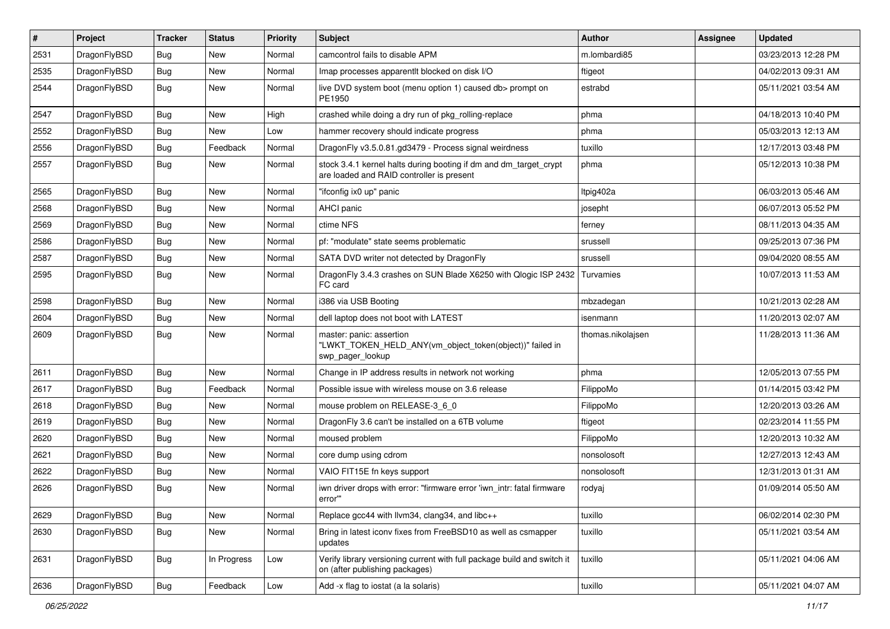| # | Project | Tracker | Status | Priority | Subject | Author | Assignee | Updated |
|---|---|---|---|---|---|---|---|---|
| 2531 | DragonFlyBSD | Bug | New | Normal | camcontrol fails to disable APM | m.lombardi85 | | 03/23/2013 12:28 PM |
| 2535 | DragonFlyBSD | Bug | New | Normal | Imap processes apparentlt blocked on disk I/O | ftigeot | | 04/02/2013 09:31 AM |
| 2544 | DragonFlyBSD | Bug | New | Normal | live DVD system boot (menu option 1) caused db> prompt on PE1950 | estrabd | | 05/11/2021 03:54 AM |
| 2547 | DragonFlyBSD | Bug | New | High | crashed while doing a dry run of pkg_rolling-replace | phma | | 04/18/2013 10:40 PM |
| 2552 | DragonFlyBSD | Bug | New | Low | hammer recovery should indicate progress | phma | | 05/03/2013 12:13 AM |
| 2556 | DragonFlyBSD | Bug | Feedback | Normal | DragonFly v3.5.0.81.gd3479 - Process signal weirdness | tuxillo | | 12/17/2013 03:48 PM |
| 2557 | DragonFlyBSD | Bug | New | Normal | stock 3.4.1 kernel halts during booting if dm and dm_target_crypt are loaded and RAID controller is present | phma | | 05/12/2013 10:38 PM |
| 2565 | DragonFlyBSD | Bug | New | Normal | "ifconfig ix0 up" panic | ltpig402a | | 06/03/2013 05:46 AM |
| 2568 | DragonFlyBSD | Bug | New | Normal | AHCI panic | josepht | | 06/07/2013 05:52 PM |
| 2569 | DragonFlyBSD | Bug | New | Normal | ctime NFS | ferney | | 08/11/2013 04:35 AM |
| 2586 | DragonFlyBSD | Bug | New | Normal | pf: "modulate" state seems problematic | srussell | | 09/25/2013 07:36 PM |
| 2587 | DragonFlyBSD | Bug | New | Normal | SATA DVD writer not detected by DragonFly | srussell | | 09/04/2020 08:55 AM |
| 2595 | DragonFlyBSD | Bug | New | Normal | DragonFly 3.4.3 crashes on SUN Blade X6250 with Qlogic ISP 2432 FC card | Turvamies | | 10/07/2013 11:53 AM |
| 2598 | DragonFlyBSD | Bug | New | Normal | i386 via USB Booting | mbzadegan | | 10/21/2013 02:28 AM |
| 2604 | DragonFlyBSD | Bug | New | Normal | dell laptop does not boot with LATEST | isenmann | | 11/20/2013 02:07 AM |
| 2609 | DragonFlyBSD | Bug | New | Normal | master: panic: assertion "LWKT_TOKEN_HELD_ANY(vm_object_token(object))" failed in swp_pager_lookup | thomas.nikolajsen | | 11/28/2013 11:36 AM |
| 2611 | DragonFlyBSD | Bug | New | Normal | Change in IP address results in network not working | phma | | 12/05/2013 07:55 PM |
| 2617 | DragonFlyBSD | Bug | Feedback | Normal | Possible issue with wireless mouse on 3.6 release | FilippoMo | | 01/14/2015 03:42 PM |
| 2618 | DragonFlyBSD | Bug | New | Normal | mouse problem on RELEASE-3_6_0 | FilippoMo | | 12/20/2013 03:26 AM |
| 2619 | DragonFlyBSD | Bug | New | Normal | DragonFly 3.6 can't be installed on a 6TB volume | ftigeot | | 02/23/2014 11:55 PM |
| 2620 | DragonFlyBSD | Bug | New | Normal | moused problem | FilippoMo | | 12/20/2013 10:32 AM |
| 2621 | DragonFlyBSD | Bug | New | Normal | core dump using cdrom | nonsolosoft | | 12/27/2013 12:43 AM |
| 2622 | DragonFlyBSD | Bug | New | Normal | VAIO FIT15E fn keys support | nonsolosoft | | 12/31/2013 01:31 AM |
| 2626 | DragonFlyBSD | Bug | New | Normal | iwn driver drops with error: "firmware error 'iwn_intr: fatal firmware error'" | rodyaj | | 01/09/2014 05:50 AM |
| 2629 | DragonFlyBSD | Bug | New | Normal | Replace gcc44 with llvm34, clang34, and libc++ | tuxillo | | 06/02/2014 02:30 PM |
| 2630 | DragonFlyBSD | Bug | New | Normal | Bring in latest iconv fixes from FreeBSD10 as well as csmapper updates | tuxillo | | 05/11/2021 03:54 AM |
| 2631 | DragonFlyBSD | Bug | In Progress | Low | Verify library versioning current with full package build and switch it on (after publishing packages) | tuxillo | | 05/11/2021 04:06 AM |
| 2636 | DragonFlyBSD | Bug | Feedback | Low | Add -x flag to iostat (a la solaris) | tuxillo | | 05/11/2021 04:07 AM |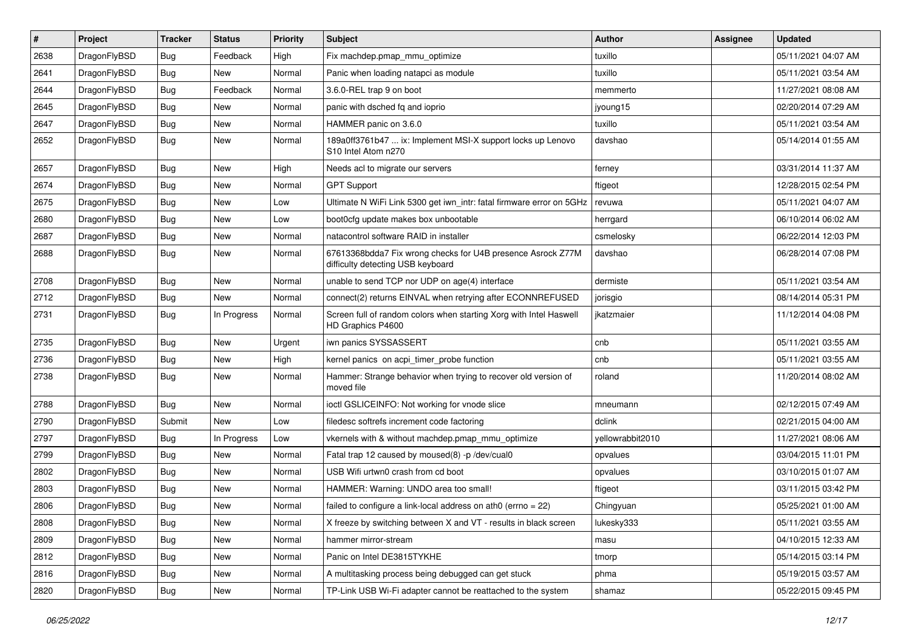| # | Project | Tracker | Status | Priority | Subject | Author | Assignee | Updated |
|---|---|---|---|---|---|---|---|---|
| 2638 | DragonFlyBSD | Bug | Feedback | High | Fix machdep.pmap_mmu_optimize | tuxillo | | 05/11/2021 04:07 AM |
| 2641 | DragonFlyBSD | Bug | New | Normal | Panic when loading natapci as module | tuxillo | | 05/11/2021 03:54 AM |
| 2644 | DragonFlyBSD | Bug | Feedback | Normal | 3.6.0-REL trap 9 on boot | memmerto | | 11/27/2021 08:08 AM |
| 2645 | DragonFlyBSD | Bug | New | Normal | panic with dsched fq and ioprio | jyoung15 | | 02/20/2014 07:29 AM |
| 2647 | DragonFlyBSD | Bug | New | Normal | HAMMER panic on 3.6.0 | tuxillo | | 05/11/2021 03:54 AM |
| 2652 | DragonFlyBSD | Bug | New | Normal | 189a0ff3761b47 ... ix: Implement MSI-X support locks up Lenovo S10 Intel Atom n270 | davshao | | 05/14/2014 01:55 AM |
| 2657 | DragonFlyBSD | Bug | New | High | Needs acl to migrate our servers | ferney | | 03/31/2014 11:37 AM |
| 2674 | DragonFlyBSD | Bug | New | Normal | GPT Support | ftigeot | | 12/28/2015 02:54 PM |
| 2675 | DragonFlyBSD | Bug | New | Low | Ultimate N WiFi Link 5300 get iwn_intr: fatal firmware error on 5GHz | revuwa | | 05/11/2021 04:07 AM |
| 2680 | DragonFlyBSD | Bug | New | Low | boot0cfg update makes box unbootable | herrgard | | 06/10/2014 06:02 AM |
| 2687 | DragonFlyBSD | Bug | New | Normal | natacontrol software RAID in installer | csmelosky | | 06/22/2014 12:03 PM |
| 2688 | DragonFlyBSD | Bug | New | Normal | 67613368bdda7 Fix wrong checks for U4B presence Asrock Z77M difficulty detecting USB keyboard | davshao | | 06/28/2014 07:08 PM |
| 2708 | DragonFlyBSD | Bug | New | Normal | unable to send TCP nor UDP on age(4) interface | dermiste | | 05/11/2021 03:54 AM |
| 2712 | DragonFlyBSD | Bug | New | Normal | connect(2) returns EINVAL when retrying after ECONNREFUSED | jorisgio | | 08/14/2014 05:31 PM |
| 2731 | DragonFlyBSD | Bug | In Progress | Normal | Screen full of random colors when starting Xorg with Intel Haswell HD Graphics P4600 | jkatzmaier | | 11/12/2014 04:08 PM |
| 2735 | DragonFlyBSD | Bug | New | Urgent | iwn panics SYSSASSERT | cnb | | 05/11/2021 03:55 AM |
| 2736 | DragonFlyBSD | Bug | New | High | kernel panics on acpi_timer_probe function | cnb | | 05/11/2021 03:55 AM |
| 2738 | DragonFlyBSD | Bug | New | Normal | Hammer: Strange behavior when trying to recover old version of moved file | roland | | 11/20/2014 08:02 AM |
| 2788 | DragonFlyBSD | Bug | New | Normal | ioctl GSLICEINFO: Not working for vnode slice | mneumann | | 02/12/2015 07:49 AM |
| 2790 | DragonFlyBSD | Submit | New | Low | filedesc softrefs increment code factoring | dclink | | 02/21/2015 04:00 AM |
| 2797 | DragonFlyBSD | Bug | In Progress | Low | vkernels with & without machdep.pmap_mmu_optimize | yellowrabbit2010 | | 11/27/2021 08:06 AM |
| 2799 | DragonFlyBSD | Bug | New | Normal | Fatal trap 12 caused by moused(8) -p /dev/cual0 | opvalues | | 03/04/2015 11:01 PM |
| 2802 | DragonFlyBSD | Bug | New | Normal | USB Wifi urtwn0 crash from cd boot | opvalues | | 03/10/2015 01:07 AM |
| 2803 | DragonFlyBSD | Bug | New | Normal | HAMMER: Warning: UNDO area too small! | ftigeot | | 03/11/2015 03:42 PM |
| 2806 | DragonFlyBSD | Bug | New | Normal | failed to configure a link-local address on ath0 (errno = 22) | Chingyuan | | 05/25/2021 01:00 AM |
| 2808 | DragonFlyBSD | Bug | New | Normal | X freeze by switching between X and VT - results in black screen | lukesky333 | | 05/11/2021 03:55 AM |
| 2809 | DragonFlyBSD | Bug | New | Normal | hammer mirror-stream | masu | | 04/10/2015 12:33 AM |
| 2812 | DragonFlyBSD | Bug | New | Normal | Panic on Intel DE3815TYKHE | tmorp | | 05/14/2015 03:14 PM |
| 2816 | DragonFlyBSD | Bug | New | Normal | A multitasking process being debugged can get stuck | phma | | 05/19/2015 03:57 AM |
| 2820 | DragonFlyBSD | Bug | New | Normal | TP-Link USB Wi-Fi adapter cannot be reattached to the system | shamaz | | 05/22/2015 09:45 PM |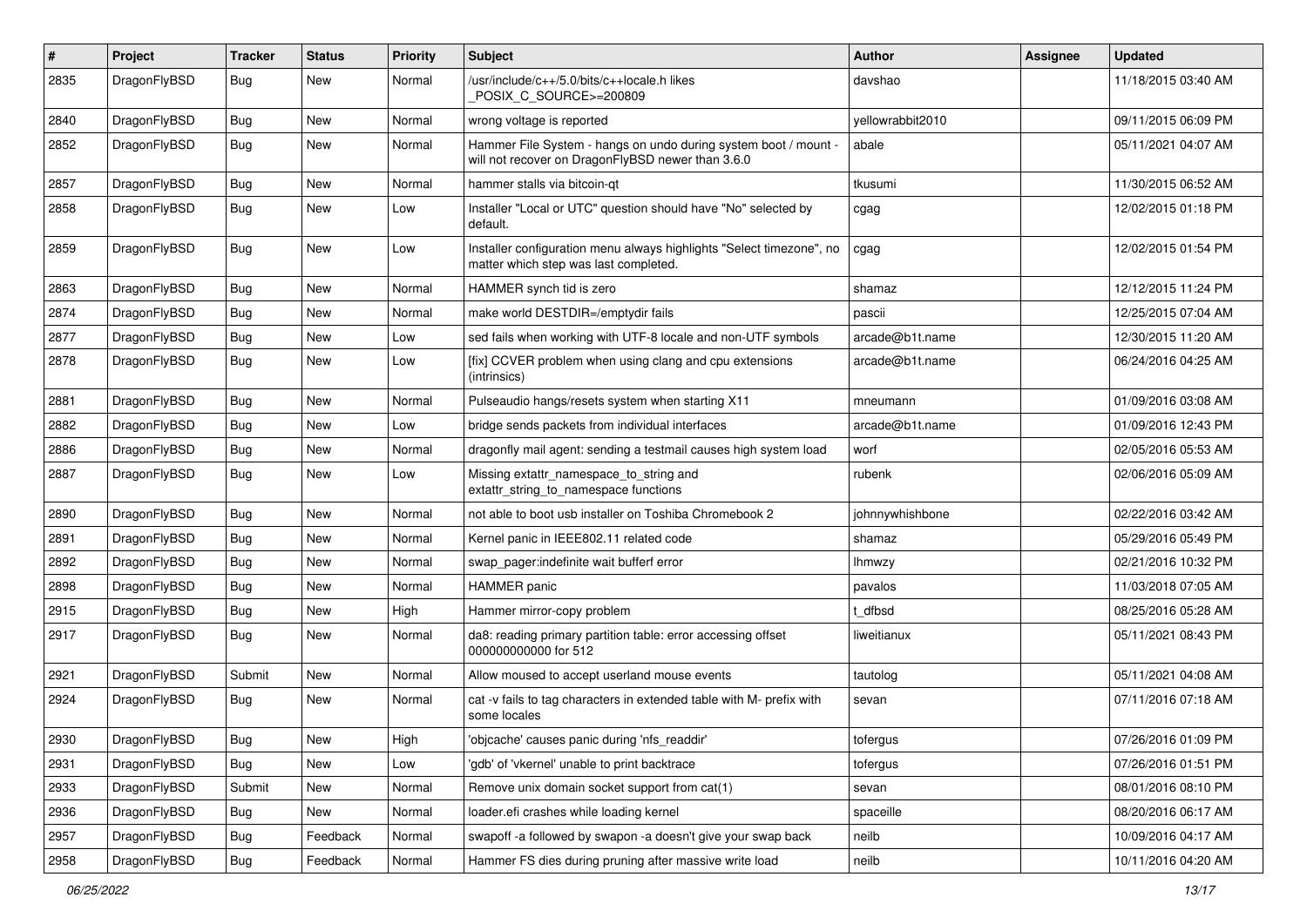| # | Project | Tracker | Status | Priority | Subject | Author | Assignee | Updated |
|---|---|---|---|---|---|---|---|---|
| 2835 | DragonFlyBSD | Bug | New | Normal | /usr/include/c++/5.0/bits/c++locale.h likes _POSIX_C_SOURCE>=200809 | davshao | | 11/18/2015 03:40 AM |
| 2840 | DragonFlyBSD | Bug | New | Normal | wrong voltage is reported | yellowrabbit2010 | | 09/11/2015 06:09 PM |
| 2852 | DragonFlyBSD | Bug | New | Normal | Hammer File System - hangs on undo during system boot / mount - will not recover on DragonFlyBSD newer than 3.6.0 | abale | | 05/11/2021 04:07 AM |
| 2857 | DragonFlyBSD | Bug | New | Normal | hammer stalls via bitcoin-qt | tkusumi | | 11/30/2015 06:52 AM |
| 2858 | DragonFlyBSD | Bug | New | Low | Installer "Local or UTC" question should have "No" selected by default. | cgag | | 12/02/2015 01:18 PM |
| 2859 | DragonFlyBSD | Bug | New | Low | Installer configuration menu always highlights "Select timezone", no matter which step was last completed. | cgag | | 12/02/2015 01:54 PM |
| 2863 | DragonFlyBSD | Bug | New | Normal | HAMMER synch tid is zero | shamaz | | 12/12/2015 11:24 PM |
| 2874 | DragonFlyBSD | Bug | New | Normal | make world DESTDIR=/emptydir fails | pascii | | 12/25/2015 07:04 AM |
| 2877 | DragonFlyBSD | Bug | New | Low | sed fails when working with UTF-8 locale and non-UTF symbols | arcade@b1t.name | | 12/30/2015 11:20 AM |
| 2878 | DragonFlyBSD | Bug | New | Low | [fix] CCVER problem when using clang and cpu extensions (intrinsics) | arcade@b1t.name | | 06/24/2016 04:25 AM |
| 2881 | DragonFlyBSD | Bug | New | Normal | Pulseaudio hangs/resets system when starting X11 | mneumann | | 01/09/2016 03:08 AM |
| 2882 | DragonFlyBSD | Bug | New | Low | bridge sends packets from individual interfaces | arcade@b1t.name | | 01/09/2016 12:43 PM |
| 2886 | DragonFlyBSD | Bug | New | Normal | dragonfly mail agent: sending a testmail causes high system load | worf | | 02/05/2016 05:53 AM |
| 2887 | DragonFlyBSD | Bug | New | Low | Missing extattr_namespace_to_string and extattr_string_to_namespace functions | rubenk | | 02/06/2016 05:09 AM |
| 2890 | DragonFlyBSD | Bug | New | Normal | not able to boot usb installer on Toshiba Chromebook 2 | johnnywhishbone | | 02/22/2016 03:42 AM |
| 2891 | DragonFlyBSD | Bug | New | Normal | Kernel panic in IEEE802.11 related code | shamaz | | 05/29/2016 05:49 PM |
| 2892 | DragonFlyBSD | Bug | New | Normal | swap_pager:indefinite wait bufferf error | lhmwzy | | 02/21/2016 10:32 PM |
| 2898 | DragonFlyBSD | Bug | New | Normal | HAMMER panic | pavalos | | 11/03/2018 07:05 AM |
| 2915 | DragonFlyBSD | Bug | New | High | Hammer mirror-copy problem | t_dfbsd | | 08/25/2016 05:28 AM |
| 2917 | DragonFlyBSD | Bug | New | Normal | da8: reading primary partition table: error accessing offset 000000000000 for 512 | liweitianux | | 05/11/2021 08:43 PM |
| 2921 | DragonFlyBSD | Submit | New | Normal | Allow moused to accept userland mouse events | tautolog | | 05/11/2021 04:08 AM |
| 2924 | DragonFlyBSD | Bug | New | Normal | cat -v fails to tag characters in extended table with M- prefix with some locales | sevan | | 07/11/2016 07:18 AM |
| 2930 | DragonFlyBSD | Bug | New | High | 'objcache' causes panic during 'nfs_readdir' | tofergus | | 07/26/2016 01:09 PM |
| 2931 | DragonFlyBSD | Bug | New | Low | 'gdb' of 'vkernel' unable to print backtrace | tofergus | | 07/26/2016 01:51 PM |
| 2933 | DragonFlyBSD | Submit | New | Normal | Remove unix domain socket support from cat(1) | sevan | | 08/01/2016 08:10 PM |
| 2936 | DragonFlyBSD | Bug | New | Normal | loader.efi crashes while loading kernel | spaceille | | 08/20/2016 06:17 AM |
| 2957 | DragonFlyBSD | Bug | Feedback | Normal | swapoff -a followed by swapon -a doesn't give your swap back | neilb | | 10/09/2016 04:17 AM |
| 2958 | DragonFlyBSD | Bug | Feedback | Normal | Hammer FS dies during pruning after massive write load | neilb | | 10/11/2016 04:20 AM |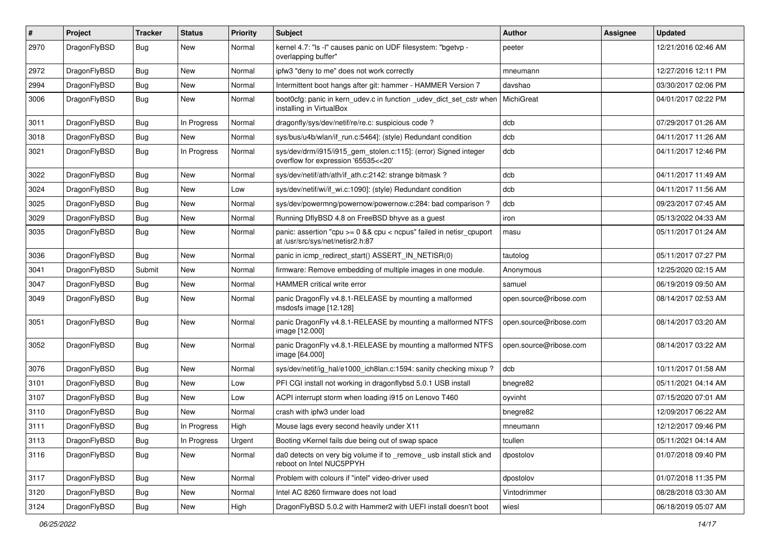| # | Project | Tracker | Status | Priority | Subject | Author | Assignee | Updated |
|---|---|---|---|---|---|---|---|---|
| 2970 | DragonFlyBSD | Bug | New | Normal | kernel 4.7: "ls -l" causes panic on UDF filesystem: "bgetvp - overlapping buffer" | peeter | | 12/21/2016 02:46 AM |
| 2972 | DragonFlyBSD | Bug | New | Normal | ipfw3 "deny to me" does not work correctly | mneumann | | 12/27/2016 12:11 PM |
| 2994 | DragonFlyBSD | Bug | New | Normal | Intermittent boot hangs after git: hammer - HAMMER Version 7 | davshao | | 03/30/2017 02:06 PM |
| 3006 | DragonFlyBSD | Bug | New | Normal | boot0cfg: panic in kern_udev.c in function _udev_dict_set_cstr when installing in VirtualBox | MichiGreat | | 04/01/2017 02:22 PM |
| 3011 | DragonFlyBSD | Bug | In Progress | Normal | dragonfly/sys/dev/netif/re/re.c: suspicious code ? | dcb | | 07/29/2017 01:26 AM |
| 3018 | DragonFlyBSD | Bug | New | Normal | sys/bus/u4b/wlan/if_run.c:5464]: (style) Redundant condition | dcb | | 04/11/2017 11:26 AM |
| 3021 | DragonFlyBSD | Bug | In Progress | Normal | sys/dev/drm/i915/i915_gem_stolen.c:115]: (error) Signed integer overflow for expression '65535<<20' | dcb | | 04/11/2017 12:46 PM |
| 3022 | DragonFlyBSD | Bug | New | Normal | sys/dev/netif/ath/ath/if_ath.c:2142: strange bitmask ? | dcb | | 04/11/2017 11:49 AM |
| 3024 | DragonFlyBSD | Bug | New | Low | sys/dev/netif/wi/if_wi.c:1090]: (style) Redundant condition | dcb | | 04/11/2017 11:56 AM |
| 3025 | DragonFlyBSD | Bug | New | Normal | sys/dev/powermng/powernow/powernow.c:284: bad comparison ? | dcb | | 09/23/2017 07:45 AM |
| 3029 | DragonFlyBSD | Bug | New | Normal | Running DflyBSD 4.8 on FreeBSD bhyve as a guest | iron | | 05/13/2022 04:33 AM |
| 3035 | DragonFlyBSD | Bug | New | Normal | panic: assertion "cpu >= 0 && cpu < ncpus" failed in netisr_cpuport at /usr/src/sys/net/netisr2.h:87 | masu | | 05/11/2017 01:24 AM |
| 3036 | DragonFlyBSD | Bug | New | Normal | panic in icmp_redirect_start() ASSERT_IN_NETISR(0) | tautolog | | 05/11/2017 07:27 PM |
| 3041 | DragonFlyBSD | Submit | New | Normal | firmware: Remove embedding of multiple images in one module. | Anonymous | | 12/25/2020 02:15 AM |
| 3047 | DragonFlyBSD | Bug | New | Normal | HAMMER critical write error | samuel | | 06/19/2019 09:50 AM |
| 3049 | DragonFlyBSD | Bug | New | Normal | panic DragonFly v4.8.1-RELEASE by mounting a malformed msdosfs image [12.128] | open.source@ribose.com | | 08/14/2017 02:53 AM |
| 3051 | DragonFlyBSD | Bug | New | Normal | panic DragonFly v4.8.1-RELEASE by mounting a malformed NTFS image [12.000] | open.source@ribose.com | | 08/14/2017 03:20 AM |
| 3052 | DragonFlyBSD | Bug | New | Normal | panic DragonFly v4.8.1-RELEASE by mounting a malformed NTFS image [64.000] | open.source@ribose.com | | 08/14/2017 03:22 AM |
| 3076 | DragonFlyBSD | Bug | New | Normal | sys/dev/netif/ig_hal/e1000_ich8lan.c:1594: sanity checking mixup ? | dcb | | 10/11/2017 01:58 AM |
| 3101 | DragonFlyBSD | Bug | New | Low | PFI CGI install not working in dragonflybsd 5.0.1 USB install | bnegre82 | | 05/11/2021 04:14 AM |
| 3107 | DragonFlyBSD | Bug | New | Low | ACPI interrupt storm when loading i915 on Lenovo T460 | oyvinht | | 07/15/2020 07:01 AM |
| 3110 | DragonFlyBSD | Bug | New | Normal | crash with ipfw3 under load | bnegre82 | | 12/09/2017 06:22 AM |
| 3111 | DragonFlyBSD | Bug | In Progress | High | Mouse lags every second heavily under X11 | mneumann | | 12/12/2017 09:46 PM |
| 3113 | DragonFlyBSD | Bug | In Progress | Urgent | Booting vKernel fails due being out of swap space | tcullen | | 05/11/2021 04:14 AM |
| 3116 | DragonFlyBSD | Bug | New | Normal | da0 detects on very big volume if to _remove_ usb install stick and reboot on Intel NUC5PPYH | dpostolov | | 01/07/2018 09:40 PM |
| 3117 | DragonFlyBSD | Bug | New | Normal | Problem with colours if "intel" video-driver used | dpostolov | | 01/07/2018 11:35 PM |
| 3120 | DragonFlyBSD | Bug | New | Normal | Intel AC 8260 firmware does not load | Vintodrimmer | | 08/28/2018 03:30 AM |
| 3124 | DragonFlyBSD | Bug | New | High | DragonFlyBSD 5.0.2 with Hammer2 with UEFI install doesn't boot | wiesl | | 06/18/2019 05:07 AM |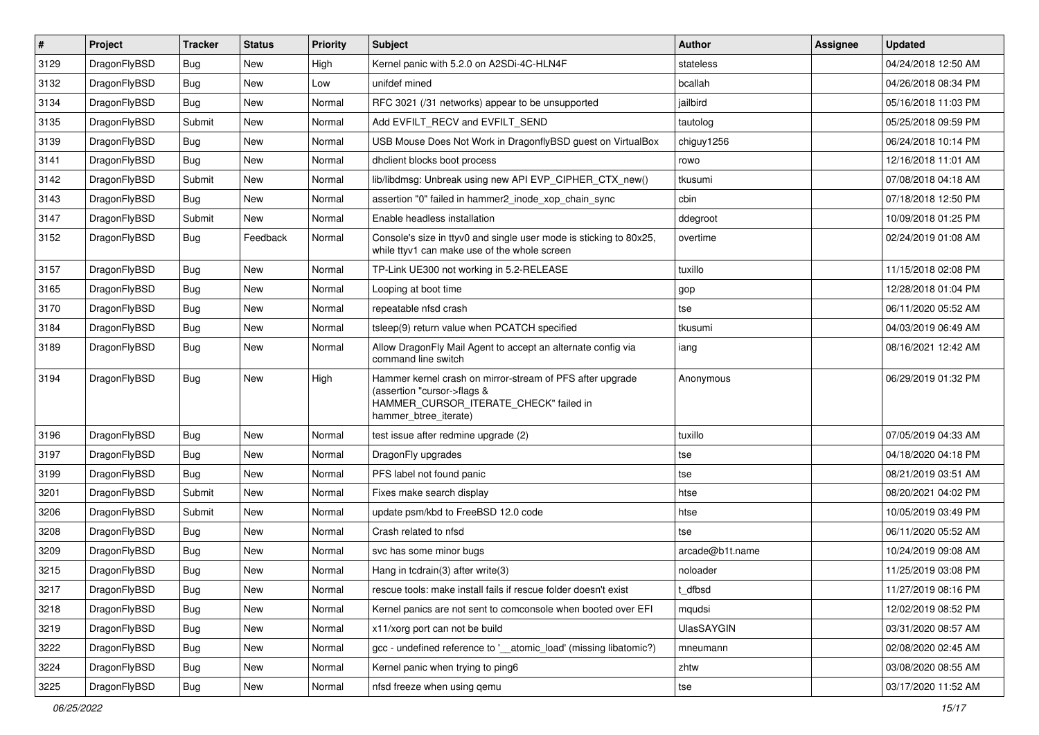| # | Project | Tracker | Status | Priority | Subject | Author | Assignee | Updated |
|---|---|---|---|---|---|---|---|---|
| 3129 | DragonFlyBSD | Bug | New | High | Kernel panic with 5.2.0 on A2SDi-4C-HLN4F | stateless | | 04/24/2018 12:50 AM |
| 3132 | DragonFlyBSD | Bug | New | Low | unifdef mined | bcallah | | 04/26/2018 08:34 PM |
| 3134 | DragonFlyBSD | Bug | New | Normal | RFC 3021 (/31 networks) appear to be unsupported | jailbird | | 05/16/2018 11:03 PM |
| 3135 | DragonFlyBSD | Submit | New | Normal | Add EVFILT_RECV and EVFILT_SEND | tautolog | | 05/25/2018 09:59 PM |
| 3139 | DragonFlyBSD | Bug | New | Normal | USB Mouse Does Not Work in DragonflyBSD guest on VirtualBox | chiguy1256 | | 06/24/2018 10:14 PM |
| 3141 | DragonFlyBSD | Bug | New | Normal | dhclient blocks boot process | rowo | | 12/16/2018 11:01 AM |
| 3142 | DragonFlyBSD | Submit | New | Normal | lib/libdmsg: Unbreak using new API EVP_CIPHER_CTX_new() | tkusumi | | 07/08/2018 04:18 AM |
| 3143 | DragonFlyBSD | Bug | New | Normal | assertion "0" failed in hammer2_inode_xop_chain_sync | cbin | | 07/18/2018 12:50 PM |
| 3147 | DragonFlyBSD | Submit | New | Normal | Enable headless installation | ddegroot | | 10/09/2018 01:25 PM |
| 3152 | DragonFlyBSD | Bug | Feedback | Normal | Console's size in ttyv0 and single user mode is sticking to 80x25, while ttyv1 can make use of the whole screen | overtime | | 02/24/2019 01:08 AM |
| 3157 | DragonFlyBSD | Bug | New | Normal | TP-Link UE300 not working in 5.2-RELEASE | tuxillo | | 11/15/2018 02:08 PM |
| 3165 | DragonFlyBSD | Bug | New | Normal | Looping at boot time | gop | | 12/28/2018 01:04 PM |
| 3170 | DragonFlyBSD | Bug | New | Normal | repeatable nfsd crash | tse | | 06/11/2020 05:52 AM |
| 3184 | DragonFlyBSD | Bug | New | Normal | tsleep(9) return value when PCATCH specified | tkusumi | | 04/03/2019 06:49 AM |
| 3189 | DragonFlyBSD | Bug | New | Normal | Allow DragonFly Mail Agent to accept an alternate config via command line switch | iang | | 08/16/2021 12:42 AM |
| 3194 | DragonFlyBSD | Bug | New | High | Hammer kernel crash on mirror-stream of PFS after upgrade (assertion "cursor->flags & HAMMER_CURSOR_ITERATE_CHECK" failed in hammer_btree_iterate) | Anonymous | | 06/29/2019 01:32 PM |
| 3196 | DragonFlyBSD | Bug | New | Normal | test issue after redmine upgrade (2) | tuxillo | | 07/05/2019 04:33 AM |
| 3197 | DragonFlyBSD | Bug | New | Normal | DragonFly upgrades | tse | | 04/18/2020 04:18 PM |
| 3199 | DragonFlyBSD | Bug | New | Normal | PFS label not found panic | tse | | 08/21/2019 03:51 AM |
| 3201 | DragonFlyBSD | Submit | New | Normal | Fixes make search display | htse | | 08/20/2021 04:02 PM |
| 3206 | DragonFlyBSD | Submit | New | Normal | update psm/kbd to FreeBSD 12.0 code | htse | | 10/05/2019 03:49 PM |
| 3208 | DragonFlyBSD | Bug | New | Normal | Crash related to nfsd | tse | | 06/11/2020 05:52 AM |
| 3209 | DragonFlyBSD | Bug | New | Normal | svc has some minor bugs | arcade@b1t.name | | 10/24/2019 09:08 AM |
| 3215 | DragonFlyBSD | Bug | New | Normal | Hang in tcdrain(3) after write(3) | noloader | | 11/25/2019 03:08 PM |
| 3217 | DragonFlyBSD | Bug | New | Normal | rescue tools: make install fails if rescue folder doesn't exist | t_dfbsd | | 11/27/2019 08:16 PM |
| 3218 | DragonFlyBSD | Bug | New | Normal | Kernel panics are not sent to comconsole when booted over EFI | mqudsi | | 12/02/2019 08:52 PM |
| 3219 | DragonFlyBSD | Bug | New | Normal | x11/xorg port can not be build | UlasSAYGIN | | 03/31/2020 08:57 AM |
| 3222 | DragonFlyBSD | Bug | New | Normal | gcc - undefined reference to '__atomic_load' (missing libatomic?) | mneumann | | 02/08/2020 02:45 AM |
| 3224 | DragonFlyBSD | Bug | New | Normal | Kernel panic when trying to ping6 | zhtw | | 03/08/2020 08:55 AM |
| 3225 | DragonFlyBSD | Bug | New | Normal | nfsd freeze when using qemu | tse | | 03/17/2020 11:52 AM |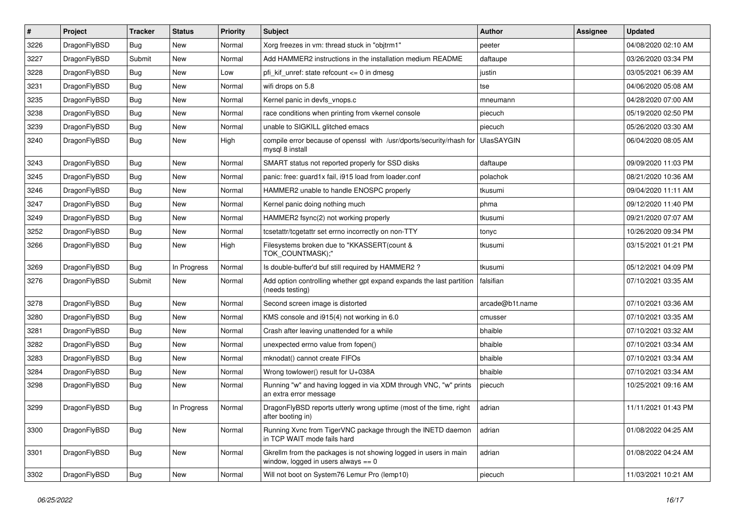| # | Project | Tracker | Status | Priority | Subject | Author | Assignee | Updated |
|---|---|---|---|---|---|---|---|---|
| 3226 | DragonFlyBSD | Bug | New | Normal | Xorg freezes in vm: thread stuck in "objtrm1" | peeter | | 04/08/2020 02:10 AM |
| 3227 | DragonFlyBSD | Submit | New | Normal | Add HAMMER2 instructions in the installation medium README | daftaupe | | 03/26/2020 03:34 PM |
| 3228 | DragonFlyBSD | Bug | New | Low | pfi_kif_unref: state refcount <= 0 in dmesg | justin | | 03/05/2021 06:39 AM |
| 3231 | DragonFlyBSD | Bug | New | Normal | wifi drops on 5.8 | tse | | 04/06/2020 05:08 AM |
| 3235 | DragonFlyBSD | Bug | New | Normal | Kernel panic in devfs_vnops.c | mneumann | | 04/28/2020 07:00 AM |
| 3238 | DragonFlyBSD | Bug | New | Normal | race conditions when printing from vkernel console | piecuch | | 05/19/2020 02:50 PM |
| 3239 | DragonFlyBSD | Bug | New | Normal | unable to SIGKILL glitched emacs | piecuch | | 05/26/2020 03:30 AM |
| 3240 | DragonFlyBSD | Bug | New | High | compile error because of openssl with /usr/dports/security/rhash for mysql 8 install | UlasSAYGIN | | 06/04/2020 08:05 AM |
| 3243 | DragonFlyBSD | Bug | New | Normal | SMART status not reported properly for SSD disks | daftaupe | | 09/09/2020 11:03 PM |
| 3245 | DragonFlyBSD | Bug | New | Normal | panic: free: guard1x fail, i915 load from loader.conf | polachok | | 08/21/2020 10:36 AM |
| 3246 | DragonFlyBSD | Bug | New | Normal | HAMMER2 unable to handle ENOSPC properly | tkusumi | | 09/04/2020 11:11 AM |
| 3247 | DragonFlyBSD | Bug | New | Normal | Kernel panic doing nothing much | phma | | 09/12/2020 11:40 PM |
| 3249 | DragonFlyBSD | Bug | New | Normal | HAMMER2 fsync(2) not working properly | tkusumi | | 09/21/2020 07:07 AM |
| 3252 | DragonFlyBSD | Bug | New | Normal | tcsetattr/tcgetattr set errno incorrectly on non-TTY | tonyc | | 10/26/2020 09:34 PM |
| 3266 | DragonFlyBSD | Bug | New | High | Filesystems broken due to "KKASSERT(count & TOK_COUNTMASK);" | tkusumi | | 03/15/2021 01:21 PM |
| 3269 | DragonFlyBSD | Bug | In Progress | Normal | Is double-buffer'd buf still required by HAMMER2 ? | tkusumi | | 05/12/2021 04:09 PM |
| 3276 | DragonFlyBSD | Submit | New | Normal | Add option controlling whether gpt expand expands the last partition (needs testing) | falsifian | | 07/10/2021 03:35 AM |
| 3278 | DragonFlyBSD | Bug | New | Normal | Second screen image is distorted | arcade@b1t.name | | 07/10/2021 03:36 AM |
| 3280 | DragonFlyBSD | Bug | New | Normal | KMS console and i915(4) not working in 6.0 | cmusser | | 07/10/2021 03:35 AM |
| 3281 | DragonFlyBSD | Bug | New | Normal | Crash after leaving unattended for a while | bhaible | | 07/10/2021 03:32 AM |
| 3282 | DragonFlyBSD | Bug | New | Normal | unexpected errno value from fopen() | bhaible | | 07/10/2021 03:34 AM |
| 3283 | DragonFlyBSD | Bug | New | Normal | mknodat() cannot create FIFOs | bhaible | | 07/10/2021 03:34 AM |
| 3284 | DragonFlyBSD | Bug | New | Normal | Wrong towlower() result for U+038A | bhaible | | 07/10/2021 03:34 AM |
| 3298 | DragonFlyBSD | Bug | New | Normal | Running "w" and having logged in via XDM through VNC, "w" prints an extra error message | piecuch | | 10/25/2021 09:16 AM |
| 3299 | DragonFlyBSD | Bug | In Progress | Normal | DragonFlyBSD reports utterly wrong uptime (most of the time, right after booting in) | adrian | | 11/11/2021 01:43 PM |
| 3300 | DragonFlyBSD | Bug | New | Normal | Running Xvnc from TigerVNC package through the INETD daemon in TCP WAIT mode fails hard | adrian | | 01/08/2022 04:25 AM |
| 3301 | DragonFlyBSD | Bug | New | Normal | Gkrellm from the packages is not showing logged in users in main window, logged in users always == 0 | adrian | | 01/08/2022 04:24 AM |
| 3302 | DragonFlyBSD | Bug | New | Normal | Will not boot on System76 Lemur Pro (lemp10) | piecuch | | 11/03/2021 10:21 AM |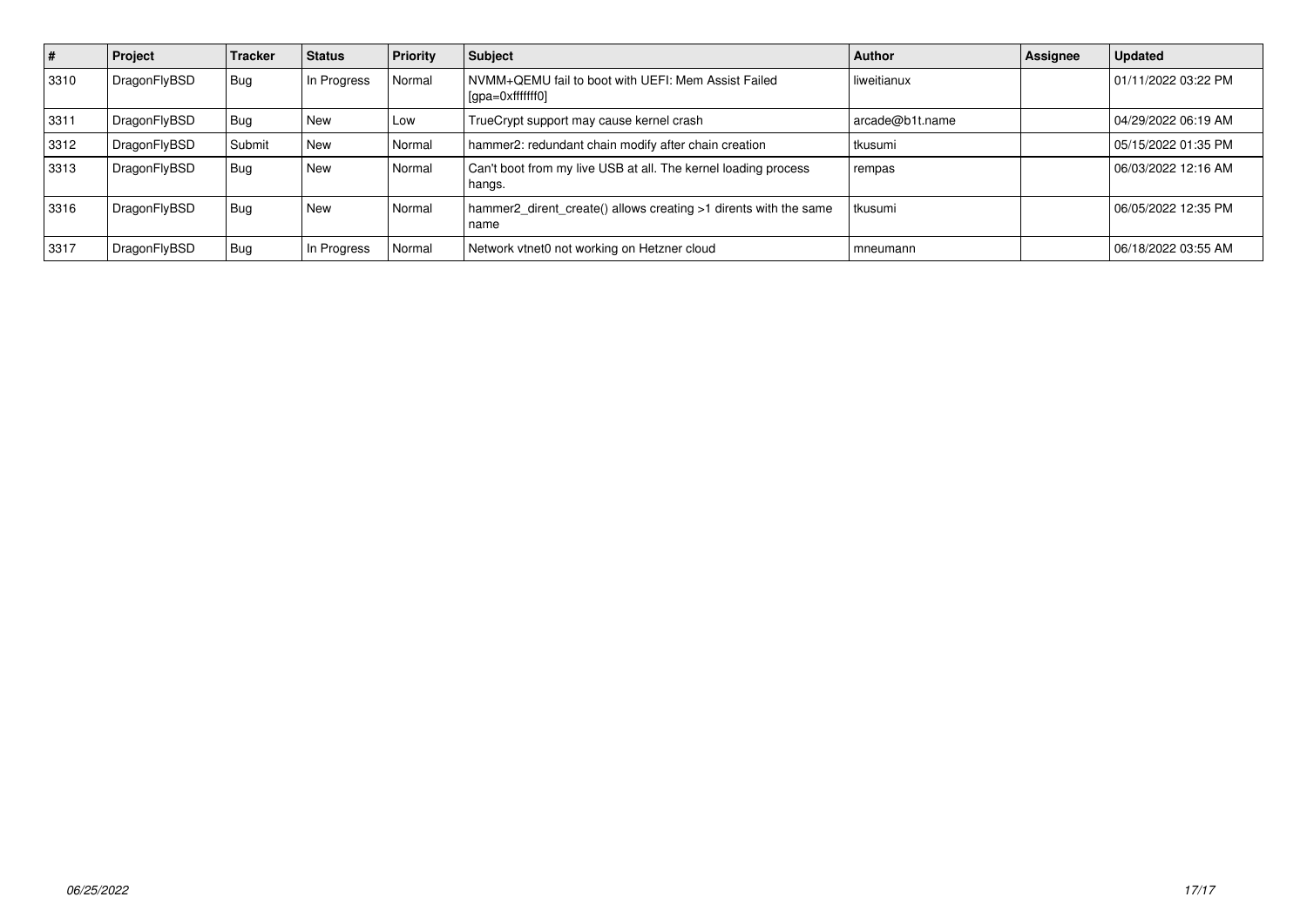| # | Project | Tracker | Status | Priority | Subject | Author | Assignee | Updated |
|---|---|---|---|---|---|---|---|---|
| 3310 | DragonFlyBSD | Bug | In Progress | Normal | NVMM+QEMU fail to boot with UEFI: Mem Assist Failed [gpa=0xfffffff0] | liweitianux | | 01/11/2022 03:22 PM |
| 3311 | DragonFlyBSD | Bug | New | Low | TrueCrypt support may cause kernel crash | arcade@b1t.name | | 04/29/2022 06:19 AM |
| 3312 | DragonFlyBSD | Submit | New | Normal | hammer2: redundant chain modify after chain creation | tkusumi | | 05/15/2022 01:35 PM |
| 3313 | DragonFlyBSD | Bug | New | Normal | Can't boot from my live USB at all. The kernel loading process hangs. | rempas | | 06/03/2022 12:16 AM |
| 3316 | DragonFlyBSD | Bug | New | Normal | hammer2_dirent_create() allows creating >1 dirents with the same name | tkusumi | | 06/05/2022 12:35 PM |
| 3317 | DragonFlyBSD | Bug | In Progress | Normal | Network vtnet0 not working on Hetzner cloud | mneumann | | 06/18/2022 03:55 AM |